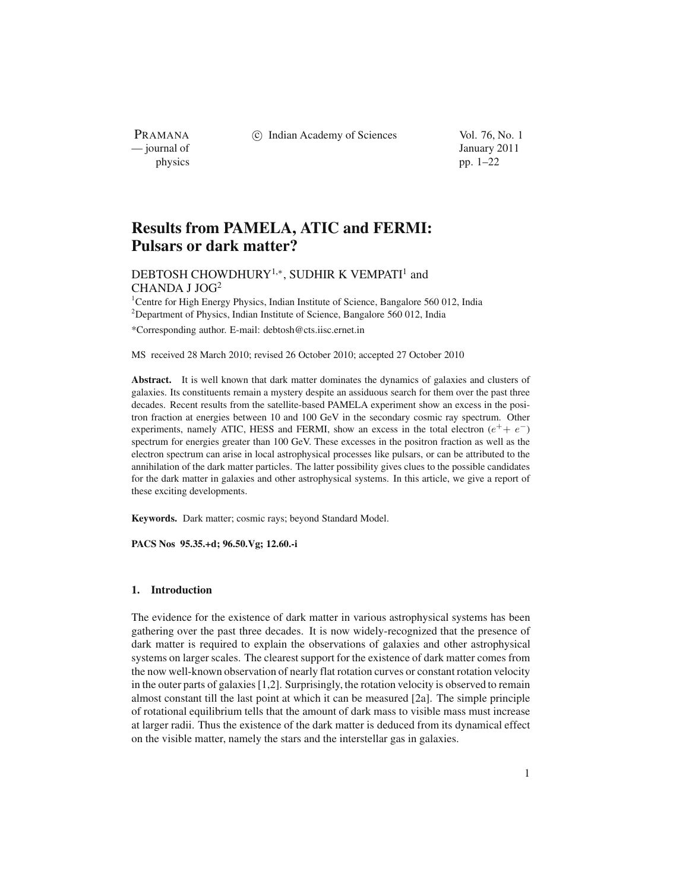# Results from PAMELA, ATIC and FERMI: Pulsars or dark matter?

DEBTOSH CHOWDHURY[1,*], SUDHIR K VEMPATI[1] and CHANDA J JOG[2]

[1]Centre for High Energy Physics, Indian Institute of Science, Bangalore 560 012, India
[2]Department of Physics, Indian Institute of Science, Bangalore 560 012, India

*Corresponding author. E-mail: debtosh@cts.iisc.ernet.in

MS received 28 March 2010; revised 26 October 2010; accepted 27 October 2010

**Abstract.** It is well known that dark matter dominates the dynamics of galaxies and clusters of galaxies. Its constituents remain a mystery despite an assiduous search for them over the past three decades. Recent results from the satellite-based PAMELA experiment show an excess in the positron fraction at energies between 10 and 100 GeV in the secondary cosmic ray spectrum. Other experiments, namely ATIC, HESS and FERMI, show an excess in the total electron ($e^+ + e^-$) spectrum for energies greater than 100 GeV. These excesses in the positron fraction as well as the electron spectrum can arise in local astrophysical processes like pulsars, or can be attributed to the annihilation of the dark matter particles. The latter possibility gives clues to the possible candidates for the dark matter in galaxies and other astrophysical systems. In this article, we give a report of these exciting developments.

**Keywords.** Dark matter; cosmic rays; beyond Standard Model.

**PACS Nos 95.35.+d; 96.50.Vg; 12.60.-i**

## 1. Introduction

The evidence for the existence of dark matter in various astrophysical systems has been gathering over the past three decades. It is now widely-recognized that the presence of dark matter is required to explain the observations of galaxies and other astrophysical systems on larger scales. The clearest support for the existence of dark matter comes from the now well-known observation of nearly flat rotation curves or constant rotation velocity in the outer parts of galaxies [1,2]. Surprisingly, the rotation velocity is observed to remain almost constant till the last point at which it can be measured [2a]. The simple principle of rotational equilibrium tells that the amount of dark mass to visible mass must increase at larger radii. Thus the existence of the dark matter is deduced from its dynamical effect on the visible matter, namely the stars and the interstellar gas in galaxies.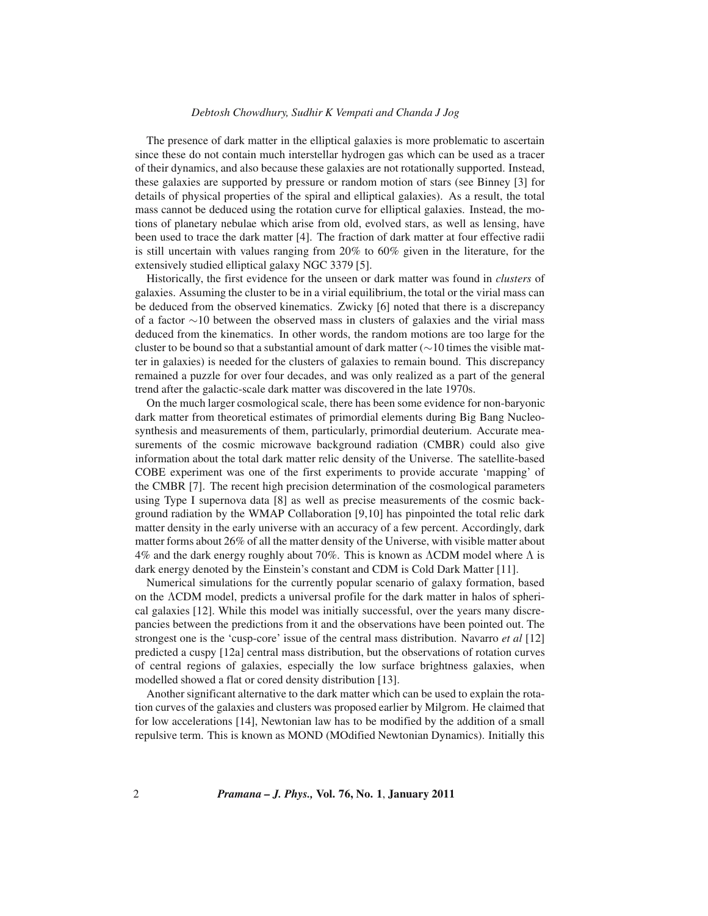The presence of dark matter in the elliptical galaxies is more problematic to ascertain since these do not contain much interstellar hydrogen gas which can be used as a tracer of their dynamics, and also because these galaxies are not rotationally supported. Instead, these galaxies are supported by pressure or random motion of stars (see Binney [3] for details of physical properties of the spiral and elliptical galaxies). As a result, the total mass cannot be deduced using the rotation curve for elliptical galaxies. Instead, the motions of planetary nebulae which arise from old, evolved stars, as well as lensing, have been used to trace the dark matter [4]. The fraction of dark matter at four effective radii is still uncertain with values ranging from 20% to 60% given in the literature, for the extensively studied elliptical galaxy NGC 3379 [5].

Historically, the first evidence for the unseen or dark matter was found in *clusters* of galaxies. Assuming the cluster to be in a virial equilibrium, the total or the virial mass can be deduced from the observed kinematics. Zwicky [6] noted that there is a discrepancy of a factor $\sim$10 between the observed mass in clusters of galaxies and the virial mass deduced from the kinematics. In other words, the random motions are too large for the cluster to be bound so that a substantial amount of dark matter ($\sim$10 times the visible matter in galaxies) is needed for the clusters of galaxies to remain bound. This discrepancy remained a puzzle for over four decades, and was only realized as a part of the general trend after the galactic-scale dark matter was discovered in the late 1970s.

On the much larger cosmological scale, there has been some evidence for non-baryonic dark matter from theoretical estimates of primordial elements during Big Bang Nucleosynthesis and measurements of them, particularly, primordial deuterium. Accurate measurements of the cosmic microwave background radiation (CMBR) could also give information about the total dark matter relic density of the Universe. The satellite-based COBE experiment was one of the first experiments to provide accurate 'mapping' of the CMBR [7]. The recent high precision determination of the cosmological parameters using Type I supernova data [8] as well as precise measurements of the cosmic background radiation by the WMAP Collaboration [9,10] has pinpointed the total relic dark matter density in the early universe with an accuracy of a few percent. Accordingly, dark matter forms about 26% of all the matter density of the Universe, with visible matter about 4% and the dark energy roughly about 70%. This is known as $\Lambda$CDM model where $\Lambda$ is dark energy denoted by the Einstein's constant and CDM is Cold Dark Matter [11].

Numerical simulations for the currently popular scenario of galaxy formation, based on the $\Lambda$CDM model, predicts a universal profile for the dark matter in halos of spherical galaxies [12]. While this model was initially successful, over the years many discrepancies between the predictions from it and the observations have been pointed out. The strongest one is the 'cusp-core' issue of the central mass distribution. Navarro *et al* [12] predicted a cuspy [12a] central mass distribution, but the observations of rotation curves of central regions of galaxies, especially the low surface brightness galaxies, when modelled showed a flat or cored density distribution [13].

Another significant alternative to the dark matter which can be used to explain the rotation curves of the galaxies and clusters was proposed earlier by Milgrom. He claimed that for low accelerations [14], Newtonian law has to be modified by the addition of a small repulsive term. This is known as MOND (MOdified Newtonian Dynamics). Initially this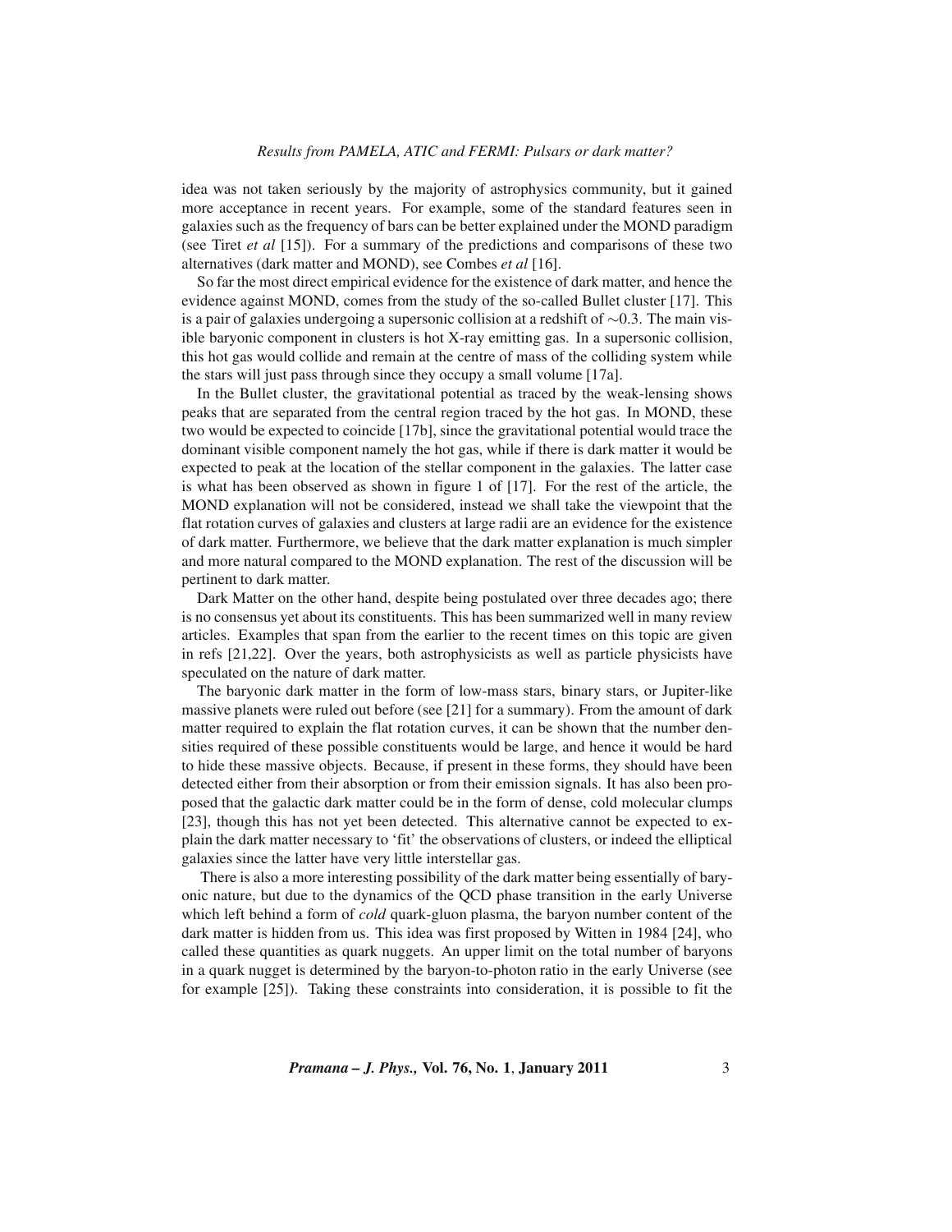idea was not taken seriously by the majority of astrophysics community, but it gained more acceptance in recent years. For example, some of the standard features seen in galaxies such as the frequency of bars can be better explained under the MOND paradigm (see Tiret *et al* [15]). For a summary of the predictions and comparisons of these two alternatives (dark matter and MOND), see Combes *et al* [16].

So far the most direct empirical evidence for the existence of dark matter, and hence the evidence against MOND, comes from the study of the so-called Bullet cluster [17]. This is a pair of galaxies undergoing a supersonic collision at a redshift of $\sim$0.3. The main visible baryonic component in clusters is hot X-ray emitting gas. In a supersonic collision, this hot gas would collide and remain at the centre of mass of the colliding system while the stars will just pass through since they occupy a small volume [17a].

In the Bullet cluster, the gravitational potential as traced by the weak-lensing shows peaks that are separated from the central region traced by the hot gas. In MOND, these two would be expected to coincide [17b], since the gravitational potential would trace the dominant visible component namely the hot gas, while if there is dark matter it would be expected to peak at the location of the stellar component in the galaxies. The latter case is what has been observed as shown in figure 1 of [17]. For the rest of the article, the MOND explanation will not be considered, instead we shall take the viewpoint that the flat rotation curves of galaxies and clusters at large radii are an evidence for the existence of dark matter. Furthermore, we believe that the dark matter explanation is much simpler and more natural compared to the MOND explanation. The rest of the discussion will be pertinent to dark matter.

Dark Matter on the other hand, despite being postulated over three decades ago; there is no consensus yet about its constituents. This has been summarized well in many review articles. Examples that span from the earlier to the recent times on this topic are given in refs [21,22]. Over the years, both astrophysicists as well as particle physicists have speculated on the nature of dark matter.

The baryonic dark matter in the form of low-mass stars, binary stars, or Jupiter-like massive planets were ruled out before (see [21] for a summary). From the amount of dark matter required to explain the flat rotation curves, it can be shown that the number densities required of these possible constituents would be large, and hence it would be hard to hide these massive objects. Because, if present in these forms, they should have been detected either from their absorption or from their emission signals. It has also been proposed that the galactic dark matter could be in the form of dense, cold molecular clumps [23], though this has not yet been detected. This alternative cannot be expected to explain the dark matter necessary to 'fit' the observations of clusters, or indeed the elliptical galaxies since the latter have very little interstellar gas.

There is also a more interesting possibility of the dark matter being essentially of baryonic nature, but due to the dynamics of the QCD phase transition in the early Universe which left behind a form of *cold* quark-gluon plasma, the baryon number content of the dark matter is hidden from us. This idea was first proposed by Witten in 1984 [24], who called these quantities as quark nuggets. An upper limit on the total number of baryons in a quark nugget is determined by the baryon-to-photon ratio in the early Universe (see for example [25]). Taking these constraints into consideration, it is possible to fit the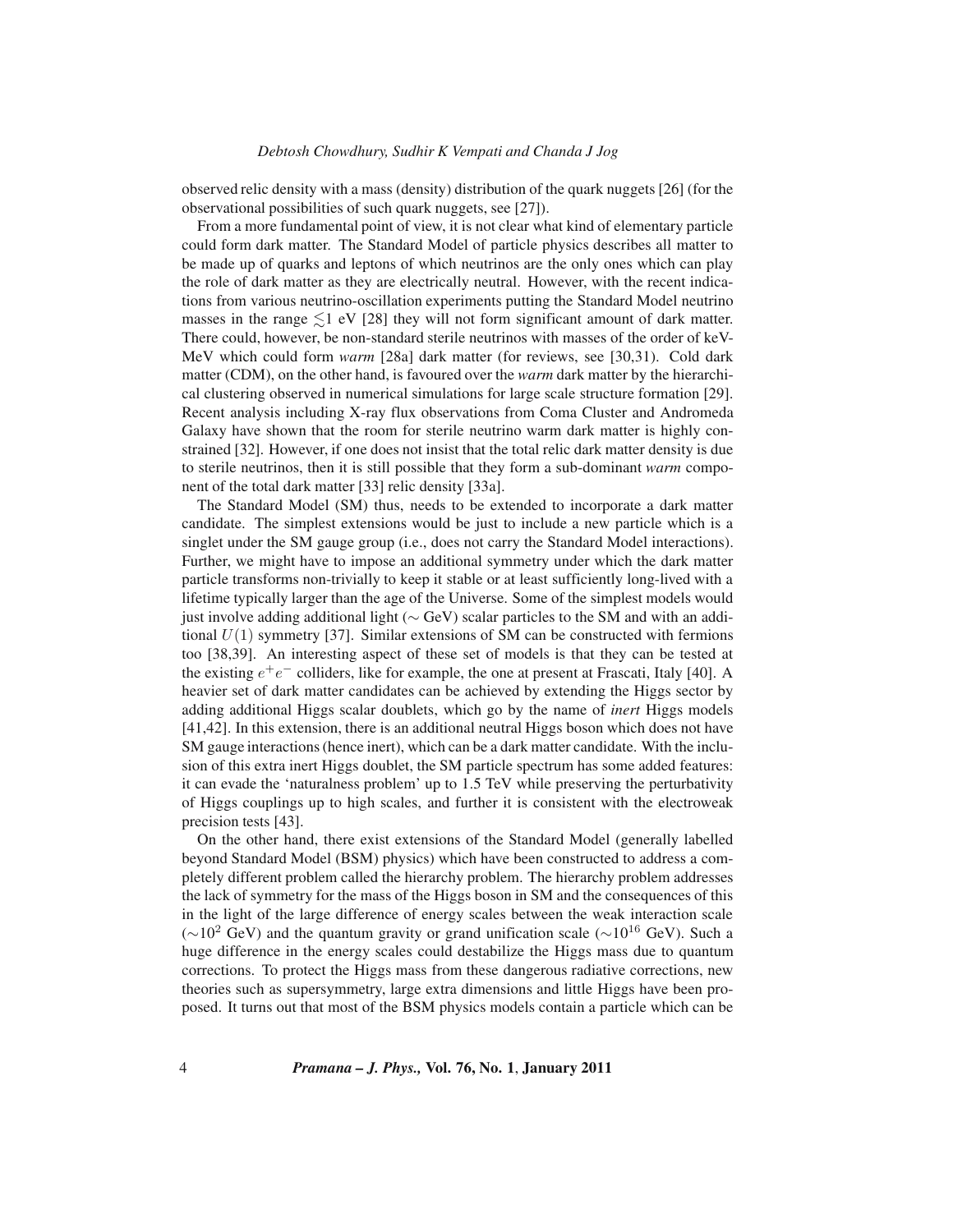observed relic density with a mass (density) distribution of the quark nuggets [26] (for the observational possibilities of such quark nuggets, see [27]).

From a more fundamental point of view, it is not clear what kind of elementary particle could form dark matter. The Standard Model of particle physics describes all matter to be made up of quarks and leptons of which neutrinos are the only ones which can play the role of dark matter as they are electrically neutral. However, with the recent indications from various neutrino-oscillation experiments putting the Standard Model neutrino masses in the range $\lesssim$1 eV [28] they will not form significant amount of dark matter. There could, however, be non-standard sterile neutrinos with masses of the order of keV-MeV which could form *warm* [28a] dark matter (for reviews, see [30,31). Cold dark matter (CDM), on the other hand, is favoured over the *warm* dark matter by the hierarchical clustering observed in numerical simulations for large scale structure formation [29]. Recent analysis including X-ray flux observations from Coma Cluster and Andromeda Galaxy have shown that the room for sterile neutrino warm dark matter is highly constrained [32]. However, if one does not insist that the total relic dark matter density is due to sterile neutrinos, then it is still possible that they form a sub-dominant *warm* component of the total dark matter [33] relic density [33a].

The Standard Model (SM) thus, needs to be extended to incorporate a dark matter candidate. The simplest extensions would be just to include a new particle which is a singlet under the SM gauge group (i.e., does not carry the Standard Model interactions). Further, we might have to impose an additional symmetry under which the dark matter particle transforms non-trivially to keep it stable or at least sufficiently long-lived with a lifetime typically larger than the age of the Universe. Some of the simplest models would just involve adding additional light ($\sim$ GeV) scalar particles to the SM and with an additional $U(1)$ symmetry [37]. Similar extensions of SM can be constructed with fermions too [38,39]. An interesting aspect of these set of models is that they can be tested at the existing $e^+e^-$ colliders, like for example, the one at present at Frascati, Italy [40]. A heavier set of dark matter candidates can be achieved by extending the Higgs sector by adding additional Higgs scalar doublets, which go by the name of *inert* Higgs models [41,42]. In this extension, there is an additional neutral Higgs boson which does not have SM gauge interactions (hence inert), which can be a dark matter candidate. With the inclusion of this extra inert Higgs doublet, the SM particle spectrum has some added features: it can evade the 'naturalness problem' up to 1.5 TeV while preserving the perturbativity of Higgs couplings up to high scales, and further it is consistent with the electroweak precision tests [43].

On the other hand, there exist extensions of the Standard Model (generally labelled beyond Standard Model (BSM) physics) which have been constructed to address a completely different problem called the hierarchy problem. The hierarchy problem addresses the lack of symmetry for the mass of the Higgs boson in SM and the consequences of this in the light of the large difference of energy scales between the weak interaction scale ($\sim 10^2$ GeV) and the quantum gravity or grand unification scale ($\sim 10^{16}$ GeV). Such a huge difference in the energy scales could destabilize the Higgs mass due to quantum corrections. To protect the Higgs mass from these dangerous radiative corrections, new theories such as supersymmetry, large extra dimensions and little Higgs have been proposed. It turns out that most of the BSM physics models contain a particle which can be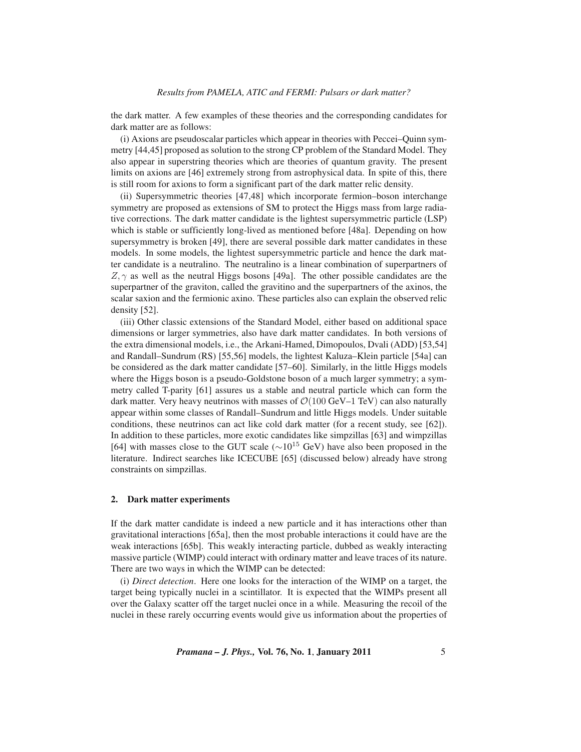the dark matter. A few examples of these theories and the corresponding candidates for dark matter are as follows:

(i) Axions are pseudoscalar particles which appear in theories with Peccei–Quinn symmetry [44,45] proposed as solution to the strong CP problem of the Standard Model. They also appear in superstring theories which are theories of quantum gravity. The present limits on axions are [46] extremely strong from astrophysical data. In spite of this, there is still room for axions to form a significant part of the dark matter relic density.

(ii) Supersymmetric theories [47,48] which incorporate fermion–boson interchange symmetry are proposed as extensions of SM to protect the Higgs mass from large radiative corrections. The dark matter candidate is the lightest supersymmetric particle (LSP) which is stable or sufficiently long-lived as mentioned before [48a]. Depending on how supersymmetry is broken [49], there are several possible dark matter candidates in these models. In some models, the lightest supersymmetric particle and hence the dark matter candidate is a neutralino. The neutralino is a linear combination of superpartners of $Z, \gamma$ as well as the neutral Higgs bosons [49a]. The other possible candidates are the superpartner of the graviton, called the gravitino and the superpartners of the axinos, the scalar saxion and the fermionic axino. These particles also can explain the observed relic density [52].

(iii) Other classic extensions of the Standard Model, either based on additional space dimensions or larger symmetries, also have dark matter candidates. In both versions of the extra dimensional models, i.e., the Arkani-Hamed, Dimopoulos, Dvali (ADD) [53,54] and Randall–Sundrum (RS) [55,56] models, the lightest Kaluza–Klein particle [54a] can be considered as the dark matter candidate [57–60]. Similarly, in the little Higgs models where the Higgs boson is a pseudo-Goldstone boson of a much larger symmetry; a symmetry called T-parity [61] assures us a stable and neutral particle which can form the dark matter. Very heavy neutrinos with masses of $\mathcal{O}(100\ \text{GeV–}1\ \text{TeV})$ can also naturally appear within some classes of Randall–Sundrum and little Higgs models. Under suitable conditions, these neutrinos can act like cold dark matter (for a recent study, see [62]). In addition to these particles, more exotic candidates like simpzillas [63] and wimpzillas [64] with masses close to the GUT scale ($\sim 10^{15}$ GeV) have also been proposed in the literature. Indirect searches like ICECUBE [65] (discussed below) already have strong constraints on simpzillas.

## 2. Dark matter experiments

If the dark matter candidate is indeed a new particle and it has interactions other than gravitational interactions [65a], then the most probable interactions it could have are the weak interactions [65b]. This weakly interacting particle, dubbed as weakly interacting massive particle (WIMP) could interact with ordinary matter and leave traces of its nature. There are two ways in which the WIMP can be detected:

(i) *Direct detection*. Here one looks for the interaction of the WIMP on a target, the target being typically nuclei in a scintillator. It is expected that the WIMPs present all over the Galaxy scatter off the target nuclei once in a while. Measuring the recoil of the nuclei in these rarely occurring events would give us information about the properties of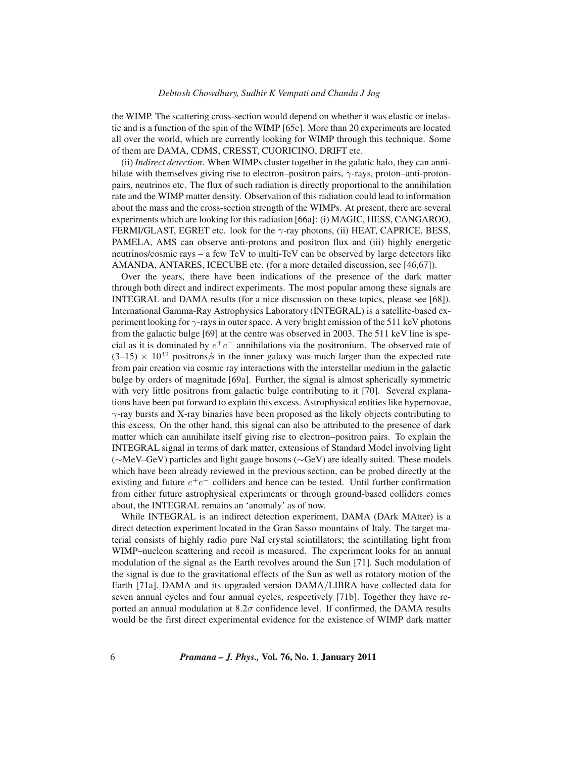the WIMP. The scattering cross-section would depend on whether it was elastic or inelastic and is a function of the spin of the WIMP [65c]. More than 20 experiments are located all over the world, which are currently looking for WIMP through this technique. Some of them are DAMA, CDMS, CRESST, CUORICINO, DRIFT etc.

(ii) *Indirect detection*. When WIMPs cluster together in the galatic halo, they can annihilate with themselves giving rise to electron–positron pairs, $\gamma$-rays, proton–anti-proton-pairs, neutrinos etc. The flux of such radiation is directly proportional to the annihilation rate and the WIMP matter density. Observation of this radiation could lead to information about the mass and the cross-section strength of the WIMPs. At present, there are several experiments which are looking for this radiation [66a]: (i) MAGIC, HESS, CANGAROO, FERMI/GLAST, EGRET etc. look for the $\gamma$-ray photons, (ii) HEAT, CAPRICE, BESS, PAMELA, AMS can observe anti-protons and positron flux and (iii) highly energetic neutrinos/cosmic rays – a few TeV to multi-TeV can be observed by large detectors like AMANDA, ANTARES, ICECUBE etc. (for a more detailed discussion, see [46,67]).

Over the years, there have been indications of the presence of the dark matter through both direct and indirect experiments. The most popular among these signals are INTEGRAL and DAMA results (for a nice discussion on these topics, please see [68]). International Gamma-Ray Astrophysics Laboratory (INTEGRAL) is a satellite-based experiment looking for $\gamma$-rays in outer space. A very bright emission of the 511 keV photons from the galactic bulge [69] at the centre was observed in 2003. The 511 keV line is special as it is dominated by $e^+e^-$ annihilations via the positronium. The observed rate of (3–15) $\times$ $10^{42}$ positrons/s in the inner galaxy was much larger than the expected rate from pair creation via cosmic ray interactions with the interstellar medium in the galactic bulge by orders of magnitude [69a]. Further, the signal is almost spherically symmetric with very little positrons from galactic bulge contributing to it [70]. Several explanations have been put forward to explain this excess. Astrophysical entities like hypernovae, $\gamma$-ray bursts and X-ray binaries have been proposed as the likely objects contributing to this excess. On the other hand, this signal can also be attributed to the presence of dark matter which can annihilate itself giving rise to electron–positron pairs. To explain the INTEGRAL signal in terms of dark matter, extensions of Standard Model involving light ($\sim$MeV–GeV) particles and light gauge bosons ($\sim$GeV) are ideally suited. These models which have been already reviewed in the previous section, can be probed directly at the existing and future $e^+e^-$ colliders and hence can be tested. Until further confirmation from either future astrophysical experiments or through ground-based colliders comes about, the INTEGRAL remains an 'anomaly' as of now.

While INTEGRAL is an indirect detection experiment, DAMA (DArk MAtter) is a direct detection experiment located in the Gran Sasso mountains of Italy. The target material consists of highly radio pure NaI crystal scintillators; the scintillating light from WIMP–nucleon scattering and recoil is measured. The experiment looks for an annual modulation of the signal as the Earth revolves around the Sun [71]. Such modulation of the signal is due to the gravitational effects of the Sun as well as rotatory motion of the Earth [71a]. DAMA and its upgraded version DAMA/LIBRA have collected data for seven annual cycles and four annual cycles, respectively [71b]. Together they have reported an annual modulation at $8.2\sigma$ confidence level. If confirmed, the DAMA results would be the first direct experimental evidence for the existence of WIMP dark matter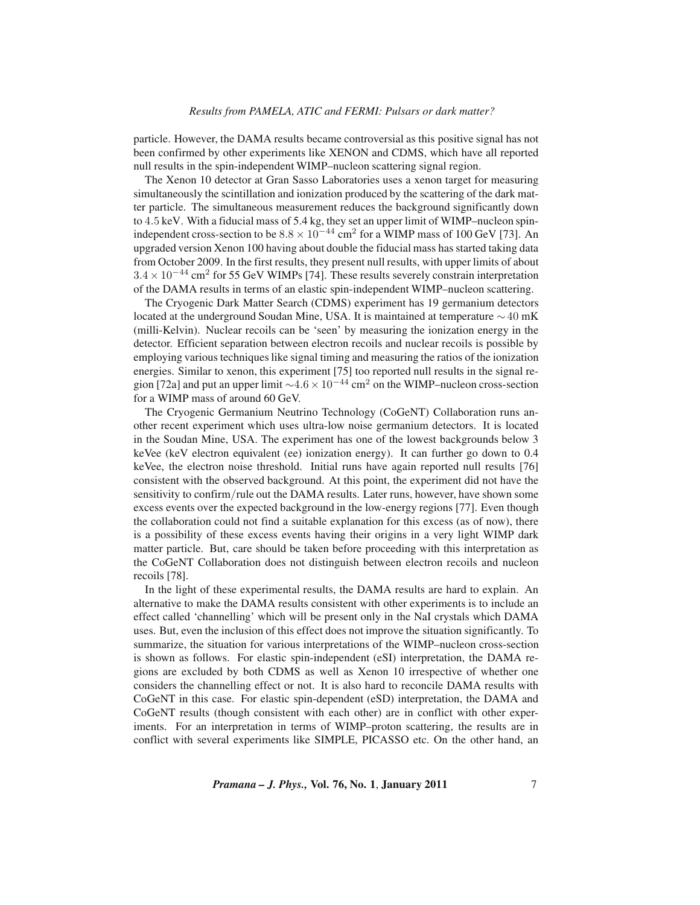particle. However, the DAMA results became controversial as this positive signal has not been confirmed by other experiments like XENON and CDMS, which have all reported null results in the spin-independent WIMP–nucleon scattering signal region.

The Xenon 10 detector at Gran Sasso Laboratories uses a xenon target for measuring simultaneously the scintillation and ionization produced by the scattering of the dark matter particle. The simultaneous measurement reduces the background significantly down to $4.5$ keV. With a fiducial mass of 5.4 kg, they set an upper limit of WIMP–nucleon spin-independent cross-section to be $8.8 \times 10^{-44}$ cm$^2$ for a WIMP mass of 100 GeV [73]. An upgraded version Xenon 100 having about double the fiducial mass has started taking data from October 2009. In the first results, they present null results, with upper limits of about $3.4 \times 10^{-44}$ cm$^2$ for 55 GeV WIMPs [74]. These results severely constrain interpretation of the DAMA results in terms of an elastic spin-independent WIMP–nucleon scattering.

The Cryogenic Dark Matter Search (CDMS) experiment has 19 germanium detectors located at the underground Soudan Mine, USA. It is maintained at temperature $\sim 40$ mK (milli-Kelvin). Nuclear recoils can be 'seen' by measuring the ionization energy in the detector. Efficient separation between electron recoils and nuclear recoils is possible by employing various techniques like signal timing and measuring the ratios of the ionization energies. Similar to xenon, this experiment [75] too reported null results in the signal region [72a] and put an upper limit $\sim 4.6 \times 10^{-44}$ cm$^2$ on the WIMP–nucleon cross-section for a WIMP mass of around 60 GeV.

The Cryogenic Germanium Neutrino Technology (CoGeNT) Collaboration runs another recent experiment which uses ultra-low noise germanium detectors. It is located in the Soudan Mine, USA. The experiment has one of the lowest backgrounds below 3 keVee (keV electron equivalent (ee) ionization energy). It can further go down to 0.4 keVee, the electron noise threshold. Initial runs have again reported null results [76] consistent with the observed background. At this point, the experiment did not have the sensitivity to confirm/rule out the DAMA results. Later runs, however, have shown some excess events over the expected background in the low-energy regions [77]. Even though the collaboration could not find a suitable explanation for this excess (as of now), there is a possibility of these excess events having their origins in a very light WIMP dark matter particle. But, care should be taken before proceeding with this interpretation as the CoGeNT Collaboration does not distinguish between electron recoils and nucleon recoils [78].

In the light of these experimental results, the DAMA results are hard to explain. An alternative to make the DAMA results consistent with other experiments is to include an effect called 'channelling' which will be present only in the NaI crystals which DAMA uses. But, even the inclusion of this effect does not improve the situation significantly. To summarize, the situation for various interpretations of the WIMP–nucleon cross-section is shown as follows. For elastic spin-independent (eSI) interpretation, the DAMA regions are excluded by both CDMS as well as Xenon 10 irrespective of whether one considers the channelling effect or not. It is also hard to reconcile DAMA results with CoGeNT in this case. For elastic spin-dependent (eSD) interpretation, the DAMA and CoGeNT results (though consistent with each other) are in conflict with other experiments. For an interpretation in terms of WIMP–proton scattering, the results are in conflict with several experiments like SIMPLE, PICASSO etc. On the other hand, an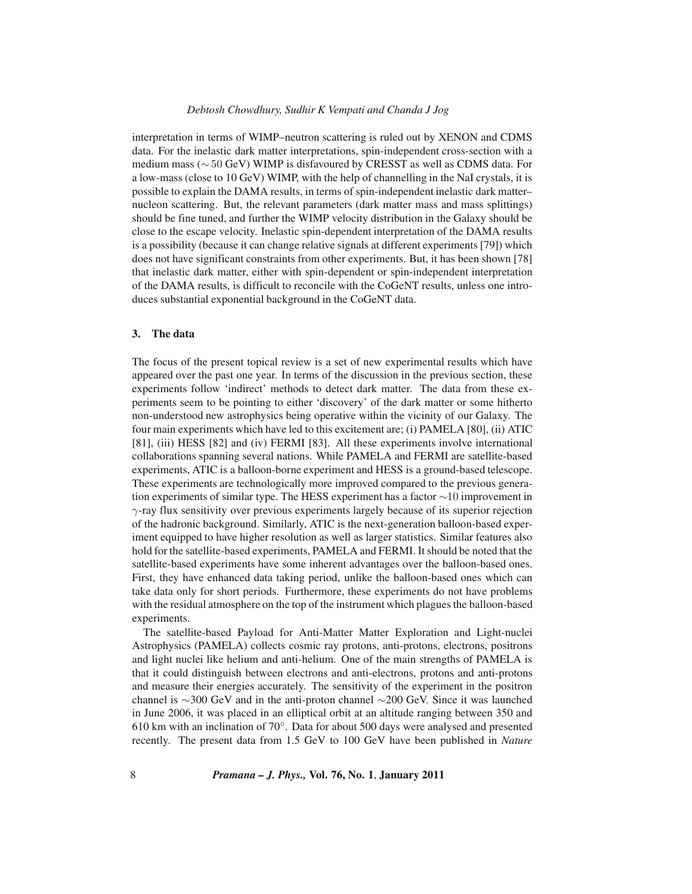interpretation in terms of WIMP–neutron scattering is ruled out by XENON and CDMS data. For the inelastic dark matter interpretations, spin-independent cross-section with a medium mass ($\sim 50$ GeV) WIMP is disfavoured by CRESST as well as CDMS data. For a low-mass (close to 10 GeV) WIMP, with the help of channelling in the NaI crystals, it is possible to explain the DAMA results, in terms of spin-independent inelastic dark matter–nucleon scattering. But, the relevant parameters (dark matter mass and mass splittings) should be fine tuned, and further the WIMP velocity distribution in the Galaxy should be close to the escape velocity. Inelastic spin-dependent interpretation of the DAMA results is a possibility (because it can change relative signals at different experiments [79]) which does not have significant constraints from other experiments. But, it has been shown [78] that inelastic dark matter, either with spin-dependent or spin-independent interpretation of the DAMA results, is difficult to reconcile with the CoGeNT results, unless one introduces substantial exponential background in the CoGeNT data.

## 3. The data

The focus of the present topical review is a set of new experimental results which have appeared over the past one year. In terms of the discussion in the previous section, these experiments follow 'indirect' methods to detect dark matter. The data from these experiments seem to be pointing to either 'discovery' of the dark matter or some hitherto non-understood new astrophysics being operative within the vicinity of our Galaxy. The four main experiments which have led to this excitement are; (i) PAMELA [80], (ii) ATIC [81], (iii) HESS [82] and (iv) FERMI [83]. All these experiments involve international collaborations spanning several nations. While PAMELA and FERMI are satellite-based experiments, ATIC is a balloon-borne experiment and HESS is a ground-based telescope. These experiments are technologically more improved compared to the previous generation experiments of similar type. The HESS experiment has a factor $\sim$10 improvement in $\gamma$-ray flux sensitivity over previous experiments largely because of its superior rejection of the hadronic background. Similarly, ATIC is the next-generation balloon-based experiment equipped to have higher resolution as well as larger statistics. Similar features also hold for the satellite-based experiments, PAMELA and FERMI. It should be noted that the satellite-based experiments have some inherent advantages over the balloon-based ones. First, they have enhanced data taking period, unlike the balloon-based ones which can take data only for short periods. Furthermore, these experiments do not have problems with the residual atmosphere on the top of the instrument which plagues the balloon-based experiments.

The satellite-based Payload for Anti-Matter Matter Exploration and Light-nuclei Astrophysics (PAMELA) collects cosmic ray protons, anti-protons, electrons, positrons and light nuclei like helium and anti-helium. One of the main strengths of PAMELA is that it could distinguish between electrons and anti-electrons, protons and anti-protons and measure their energies accurately. The sensitivity of the experiment in the positron channel is $\sim$300 GeV and in the anti-proton channel $\sim$200 GeV. Since it was launched in June 2006, it was placed in an elliptical orbit at an altitude ranging between 350 and 610 km with an inclination of $70^\circ$. Data for about 500 days were analysed and presented recently. The present data from 1.5 GeV to 100 GeV have been published in *Nature*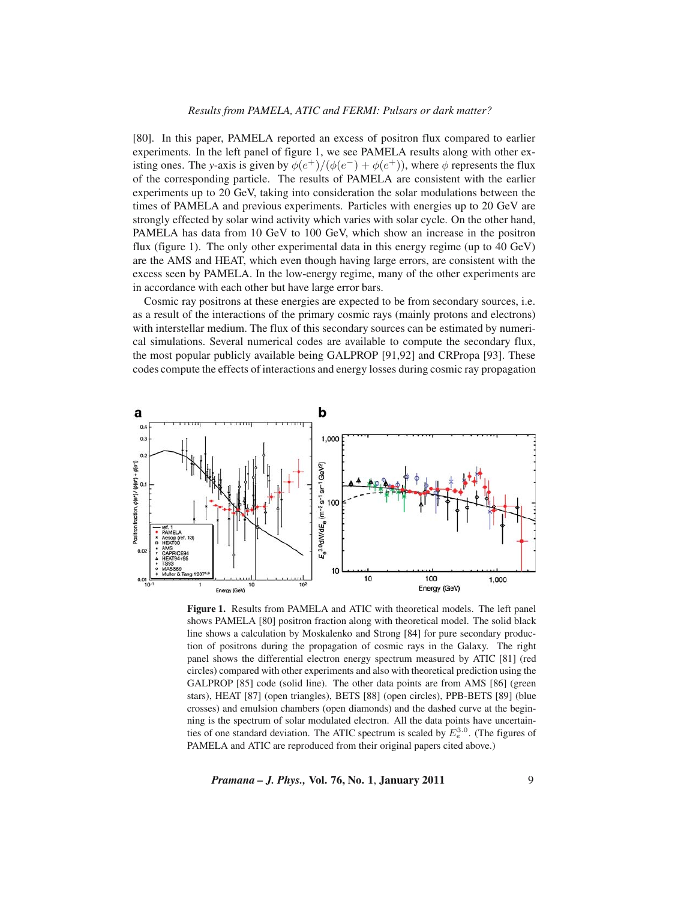[80]. In this paper, PAMELA reported an excess of positron flux compared to earlier experiments. In the left panel of figure 1, we see PAMELA results along with other existing ones. The $y$-axis is given by $\phi(e^+)/(\phi(e^-) + \phi(e^+))$, where $\phi$ represents the flux of the corresponding particle. The results of PAMELA are consistent with the earlier experiments up to 20 GeV, taking into consideration the solar modulations between the times of PAMELA and previous experiments. Particles with energies up to 20 GeV are strongly effected by solar wind activity which varies with solar cycle. On the other hand, PAMELA has data from 10 GeV to 100 GeV, which show an increase in the positron flux (figure 1). The only other experimental data in this energy regime (up to 40 GeV) are the AMS and HEAT, which even though having large errors, are consistent with the excess seen by PAMELA. In the low-energy regime, many of the other experiments are in accordance with each other but have large error bars.

Cosmic ray positrons at these energies are expected to be from secondary sources, i.e. as a result of the interactions of the primary cosmic rays (mainly protons and electrons) with interstellar medium. The flux of this secondary sources can be estimated by numerical simulations. Several numerical codes are available to compute the secondary flux, the most popular publicly available being GALPROP [91,92] and CRPropa [93]. These codes compute the effects of interactions and energy losses during cosmic ray propagation

**Figure 1.** Results from PAMELA and ATIC with theoretical models. The left panel shows PAMELA [80] positron fraction along with theoretical model. The solid black line shows a calculation by Moskalenko and Strong [84] for pure secondary production of positrons during the propagation of cosmic rays in the Galaxy. The right panel shows the differential electron energy spectrum measured by ATIC [81] (red circles) compared with other experiments and also with theoretical prediction using the GALPROP [85] code (solid line). The other data points are from AMS [86] (green stars), HEAT [87] (open triangles), BETS [88] (open circles), PPB-BETS [89] (blue crosses) and emulsion chambers (open diamonds) and the dashed curve at the beginning is the spectrum of solar modulated electron. All the data points have uncertainties of one standard deviation. The ATIC spectrum is scaled by $E_e^{3.0}$. (The figures of PAMELA and ATIC are reproduced from their original papers cited above.)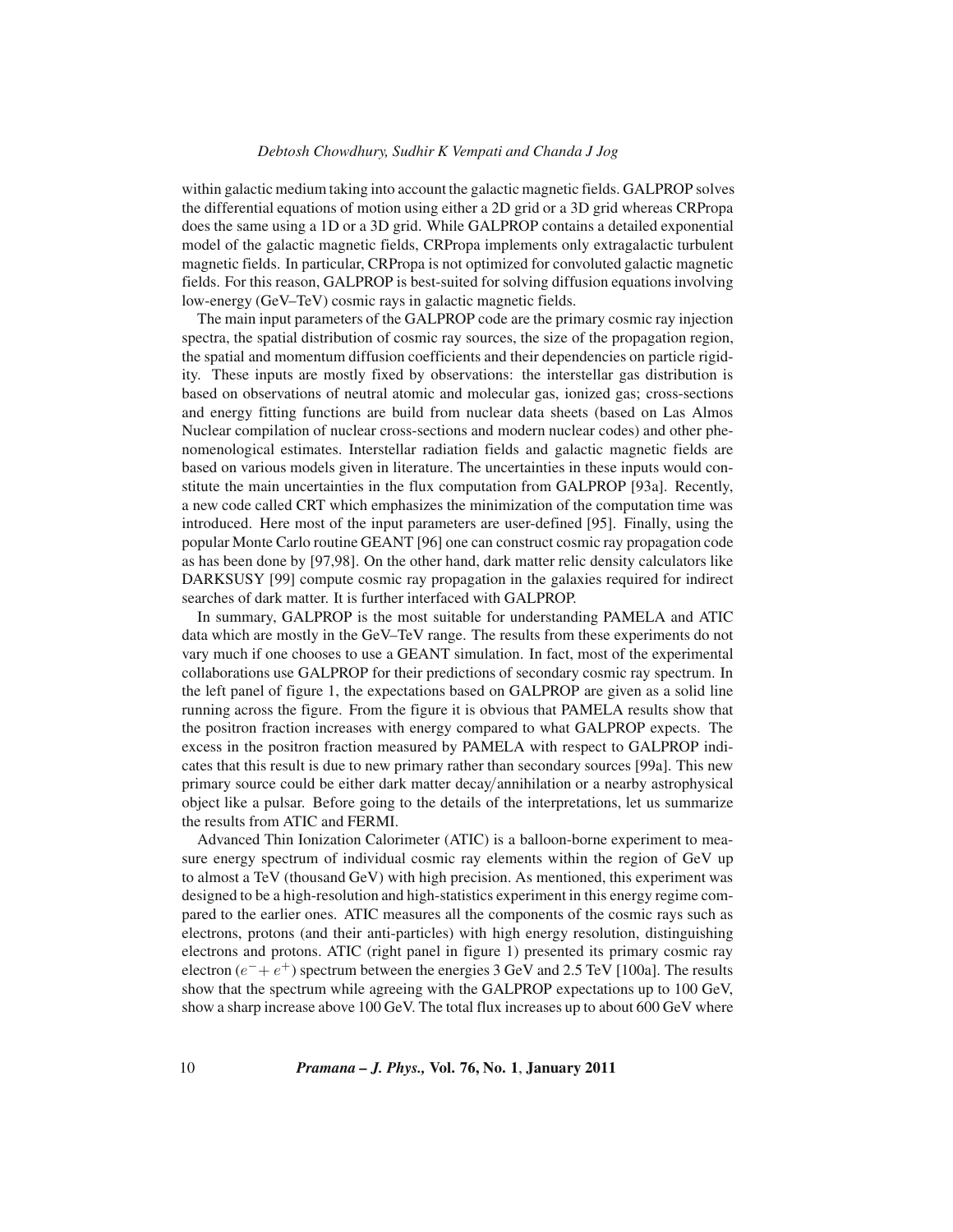within galactic medium taking into account the galactic magnetic fields. GALPROP solves the differential equations of motion using either a 2D grid or a 3D grid whereas CRPropa does the same using a 1D or a 3D grid. While GALPROP contains a detailed exponential model of the galactic magnetic fields, CRPropa implements only extragalactic turbulent magnetic fields. In particular, CRPropa is not optimized for convoluted galactic magnetic fields. For this reason, GALPROP is best-suited for solving diffusion equations involving low-energy (GeV–TeV) cosmic rays in galactic magnetic fields.

The main input parameters of the GALPROP code are the primary cosmic ray injection spectra, the spatial distribution of cosmic ray sources, the size of the propagation region, the spatial and momentum diffusion coefficients and their dependencies on particle rigidity. These inputs are mostly fixed by observations: the interstellar gas distribution is based on observations of neutral atomic and molecular gas, ionized gas; cross-sections and energy fitting functions are build from nuclear data sheets (based on Las Almos Nuclear compilation of nuclear cross-sections and modern nuclear codes) and other phenomenological estimates. Interstellar radiation fields and galactic magnetic fields are based on various models given in literature. The uncertainties in these inputs would constitute the main uncertainties in the flux computation from GALPROP [93a]. Recently, a new code called CRT which emphasizes the minimization of the computation time was introduced. Here most of the input parameters are user-defined [95]. Finally, using the popular Monte Carlo routine GEANT [96] one can construct cosmic ray propagation code as has been done by [97,98]. On the other hand, dark matter relic density calculators like DARKSUSY [99] compute cosmic ray propagation in the galaxies required for indirect searches of dark matter. It is further interfaced with GALPROP.

In summary, GALPROP is the most suitable for understanding PAMELA and ATIC data which are mostly in the GeV–TeV range. The results from these experiments do not vary much if one chooses to use a GEANT simulation. In fact, most of the experimental collaborations use GALPROP for their predictions of secondary cosmic ray spectrum. In the left panel of figure 1, the expectations based on GALPROP are given as a solid line running across the figure. From the figure it is obvious that PAMELA results show that the positron fraction increases with energy compared to what GALPROP expects. The excess in the positron fraction measured by PAMELA with respect to GALPROP indicates that this result is due to new primary rather than secondary sources [99a]. This new primary source could be either dark matter decay/annihilation or a nearby astrophysical object like a pulsar. Before going to the details of the interpretations, let us summarize the results from ATIC and FERMI.

Advanced Thin Ionization Calorimeter (ATIC) is a balloon-borne experiment to measure energy spectrum of individual cosmic ray elements within the region of GeV up to almost a TeV (thousand GeV) with high precision. As mentioned, this experiment was designed to be a high-resolution and high-statistics experiment in this energy regime compared to the earlier ones. ATIC measures all the components of the cosmic rays such as electrons, protons (and their anti-particles) with high energy resolution, distinguishing electrons and protons. ATIC (right panel in figure 1) presented its primary cosmic ray electron ($e^- + e^+$) spectrum between the energies 3 GeV and 2.5 TeV [100a]. The results show that the spectrum while agreeing with the GALPROP expectations up to 100 GeV, show a sharp increase above 100 GeV. The total flux increases up to about 600 GeV where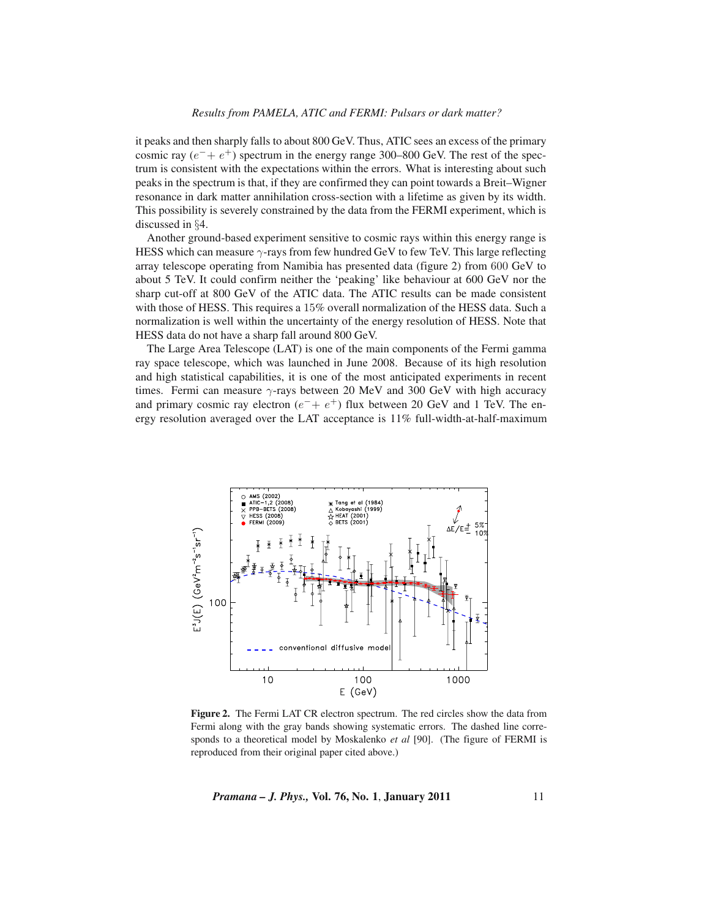it peaks and then sharply falls to about 800 GeV. Thus, ATIC sees an excess of the primary cosmic ray ($e^- + e^+$) spectrum in the energy range 300–800 GeV. The rest of the spectrum is consistent with the expectations within the errors. What is interesting about such peaks in the spectrum is that, if they are confirmed they can point towards a Breit–Wigner resonance in dark matter annihilation cross-section with a lifetime as given by its width. This possibility is severely constrained by the data from the FERMI experiment, which is discussed in §4.

Another ground-based experiment sensitive to cosmic rays within this energy range is HESS which can measure $\gamma$-rays from few hundred GeV to few TeV. This large reflecting array telescope operating from Namibia has presented data (figure 2) from 600 GeV to about 5 TeV. It could confirm neither the 'peaking' like behaviour at 600 GeV nor the sharp cut-off at 800 GeV of the ATIC data. The ATIC results can be made consistent with those of HESS. This requires a 15% overall normalization of the HESS data. Such a normalization is well within the uncertainty of the energy resolution of HESS. Note that HESS data do not have a sharp fall around 800 GeV.

The Large Area Telescope (LAT) is one of the main components of the Fermi gamma ray space telescope, which was launched in June 2008. Because of its high resolution and high statistical capabilities, it is one of the most anticipated experiments in recent times. Fermi can measure $\gamma$-rays between 20 MeV and 300 GeV with high accuracy and primary cosmic ray electron ($e^- + e^+$) flux between 20 GeV and 1 TeV. The energy resolution averaged over the LAT acceptance is 11% full-width-at-half-maximum

**Figure 2.** The Fermi LAT CR electron spectrum. The red circles show the data from Fermi along with the gray bands showing systematic errors. The dashed line corresponds to a theoretical model by Moskalenko *et al* [90]. (The figure of FERMI is reproduced from their original paper cited above.)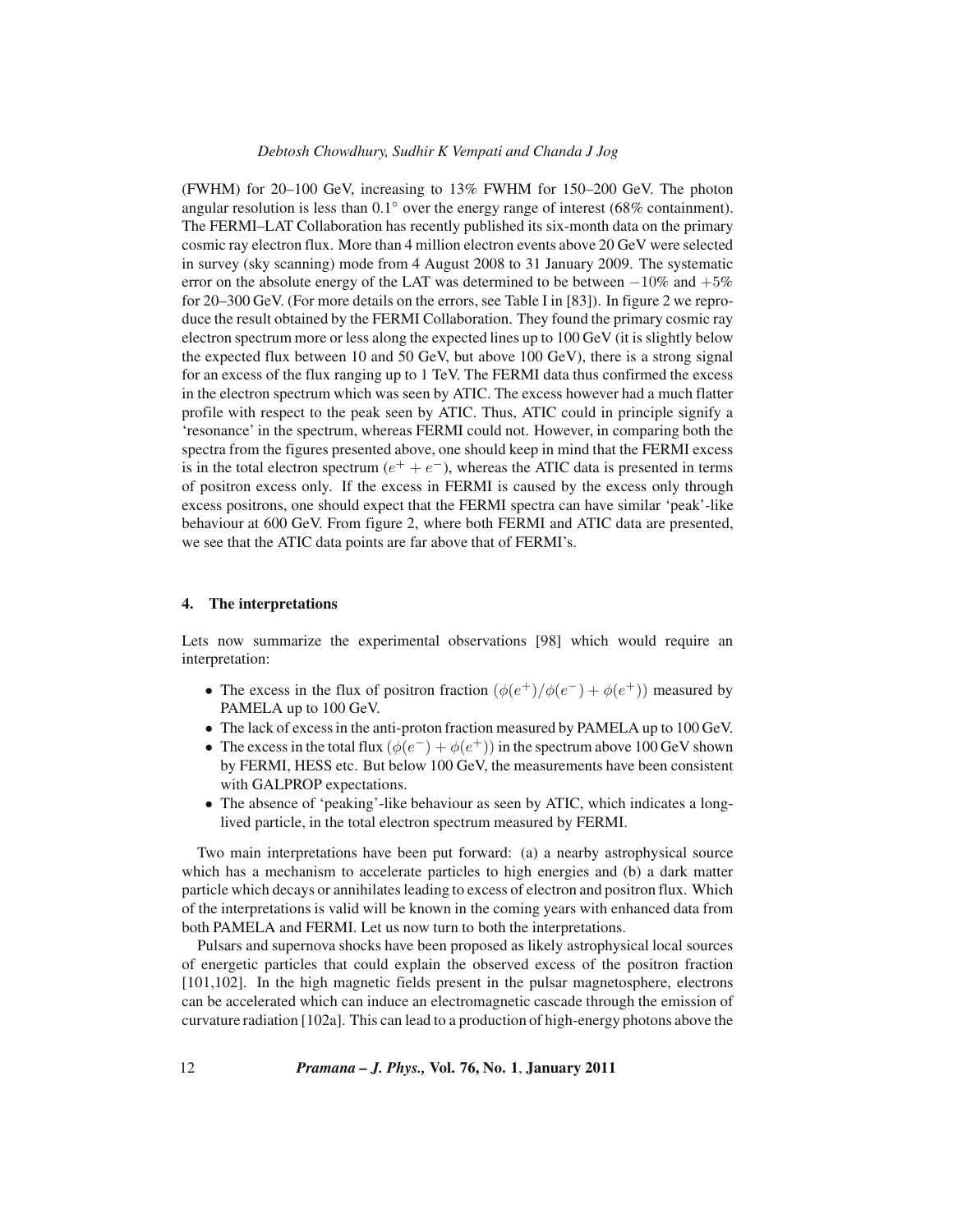(FWHM) for 20–100 GeV, increasing to 13% FWHM for 150–200 GeV. The photon angular resolution is less than $0.1^\circ$ over the energy range of interest (68% containment). The FERMI–LAT Collaboration has recently published its six-month data on the primary cosmic ray electron flux. More than 4 million electron events above 20 GeV were selected in survey (sky scanning) mode from 4 August 2008 to 31 January 2009. The systematic error on the absolute energy of the LAT was determined to be between $-10\%$ and $+5\%$ for 20–300 GeV. (For more details on the errors, see Table I in [83]). In figure 2 we reproduce the result obtained by the FERMI Collaboration. They found the primary cosmic ray electron spectrum more or less along the expected lines up to 100 GeV (it is slightly below the expected flux between 10 and 50 GeV, but above 100 GeV), there is a strong signal for an excess of the flux ranging up to 1 TeV. The FERMI data thus confirmed the excess in the electron spectrum which was seen by ATIC. The excess however had a much flatter profile with respect to the peak seen by ATIC. Thus, ATIC could in principle signify a 'resonance' in the spectrum, whereas FERMI could not. However, in comparing both the spectra from the figures presented above, one should keep in mind that the FERMI excess is in the total electron spectrum ($e^+ + e^-$), whereas the ATIC data is presented in terms of positron excess only. If the excess in FERMI is caused by the excess only through excess positrons, one should expect that the FERMI spectra can have similar 'peak'-like behaviour at 600 GeV. From figure 2, where both FERMI and ATIC data are presented, we see that the ATIC data points are far above that of FERMI's.

## 4. The interpretations

Lets now summarize the experimental observations [98] which would require an interpretation:

- The excess in the flux of positron fraction $(\phi(e^+)/\phi(e^-) + \phi(e^+))$ measured by PAMELA up to 100 GeV.
- The lack of excess in the anti-proton fraction measured by PAMELA up to 100 GeV.
- The excess in the total flux $(\phi(e^-) + \phi(e^+))$ in the spectrum above 100 GeV shown by FERMI, HESS etc. But below 100 GeV, the measurements have been consistent with GALPROP expectations.
- The absence of 'peaking'-like behaviour as seen by ATIC, which indicates a long-lived particle, in the total electron spectrum measured by FERMI.

Two main interpretations have been put forward: (a) a nearby astrophysical source which has a mechanism to accelerate particles to high energies and (b) a dark matter particle which decays or annihilates leading to excess of electron and positron flux. Which of the interpretations is valid will be known in the coming years with enhanced data from both PAMELA and FERMI. Let us now turn to both the interpretations.

Pulsars and supernova shocks have been proposed as likely astrophysical local sources of energetic particles that could explain the observed excess of the positron fraction [101,102]. In the high magnetic fields present in the pulsar magnetosphere, electrons can be accelerated which can induce an electromagnetic cascade through the emission of curvature radiation [102a]. This can lead to a production of high-energy photons above the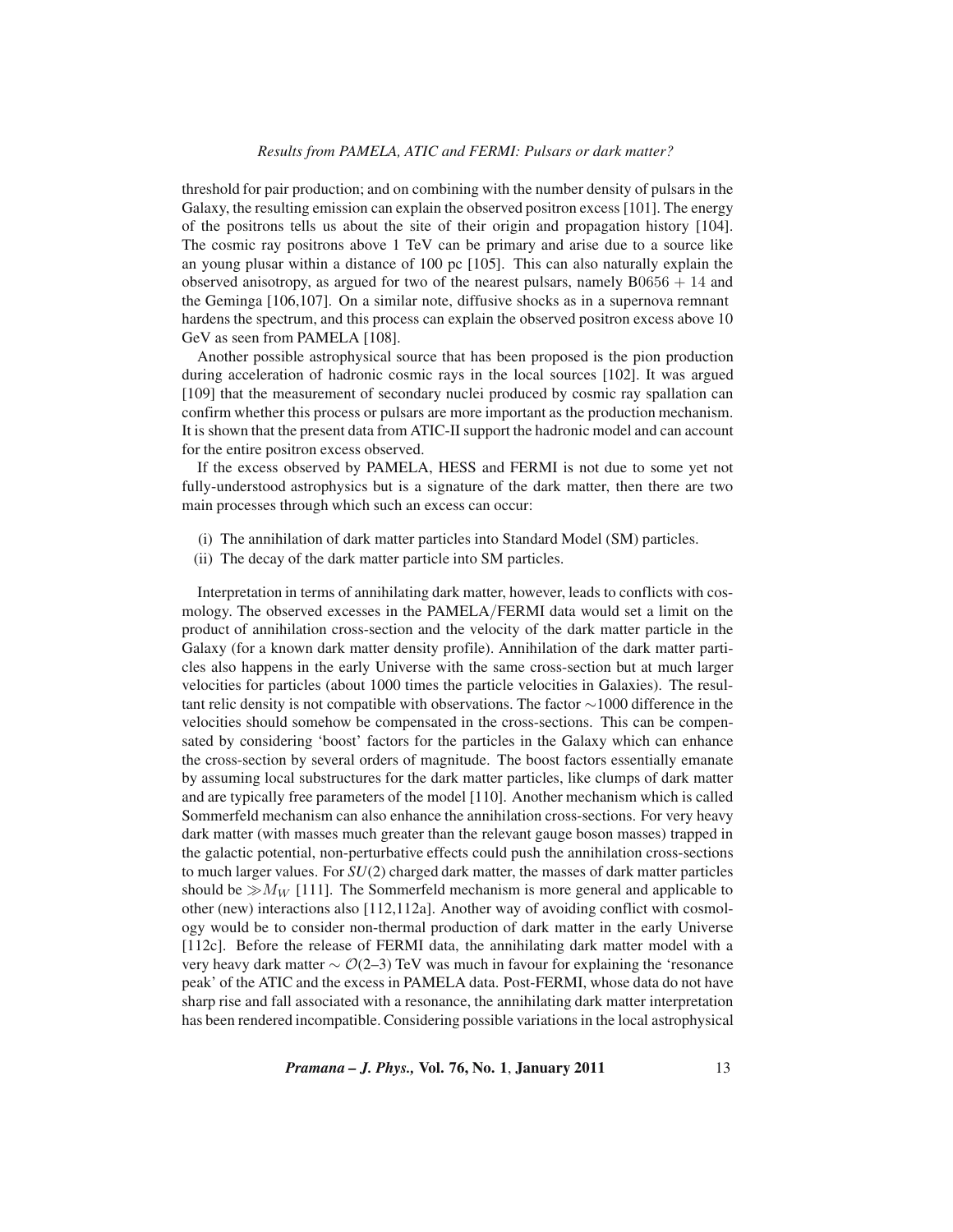threshold for pair production; and on combining with the number density of pulsars in the Galaxy, the resulting emission can explain the observed positron excess [101]. The energy of the positrons tells us about the site of their origin and propagation history [104]. The cosmic ray positrons above 1 TeV can be primary and arise due to a source like an young plusar within a distance of 100 pc [105]. This can also naturally explain the observed anisotropy, as argued for two of the nearest pulsars, namely B0656 + 14 and the Geminga [106,107]. On a similar note, diffusive shocks as in a supernova remnant hardens the spectrum, and this process can explain the observed positron excess above 10 GeV as seen from PAMELA [108].

Another possible astrophysical source that has been proposed is the pion production during acceleration of hadronic cosmic rays in the local sources [102]. It was argued [109] that the measurement of secondary nuclei produced by cosmic ray spallation can confirm whether this process or pulsars are more important as the production mechanism. It is shown that the present data from ATIC-II support the hadronic model and can account for the entire positron excess observed.

If the excess observed by PAMELA, HESS and FERMI is not due to some yet not fully-understood astrophysics but is a signature of the dark matter, then there are two main processes through which such an excess can occur:

(i) The annihilation of dark matter particles into Standard Model (SM) particles.
(ii) The decay of the dark matter particle into SM particles.

Interpretation in terms of annihilating dark matter, however, leads to conflicts with cosmology. The observed excesses in the PAMELA/FERMI data would set a limit on the product of annihilation cross-section and the velocity of the dark matter particle in the Galaxy (for a known dark matter density profile). Annihilation of the dark matter particles also happens in the early Universe with the same cross-section but at much larger velocities for particles (about 1000 times the particle velocities in Galaxies). The resultant relic density is not compatible with observations. The factor $\sim$1000 difference in the velocities should somehow be compensated in the cross-sections. This can be compensated by considering 'boost' factors for the particles in the Galaxy which can enhance the cross-section by several orders of magnitude. The boost factors essentially emanate by assuming local substructures for the dark matter particles, like clumps of dark matter and are typically free parameters of the model [110]. Another mechanism which is called Sommerfeld mechanism can also enhance the annihilation cross-sections. For very heavy dark matter (with masses much greater than the relevant gauge boson masses) trapped in the galactic potential, non-perturbative effects could push the annihilation cross-sections to much larger values. For $SU(2)$ charged dark matter, the masses of dark matter particles should be $\gg M_W$ [111]. The Sommerfeld mechanism is more general and applicable to other (new) interactions also [112,112a]. Another way of avoiding conflict with cosmology would be to consider non-thermal production of dark matter in the early Universe [112c]. Before the release of FERMI data, the annihilating dark matter model with a very heavy dark matter $\sim \mathcal{O}$(2–3) TeV was much in favour for explaining the 'resonance peak' of the ATIC and the excess in PAMELA data. Post-FERMI, whose data do not have sharp rise and fall associated with a resonance, the annihilating dark matter interpretation has been rendered incompatible. Considering possible variations in the local astrophysical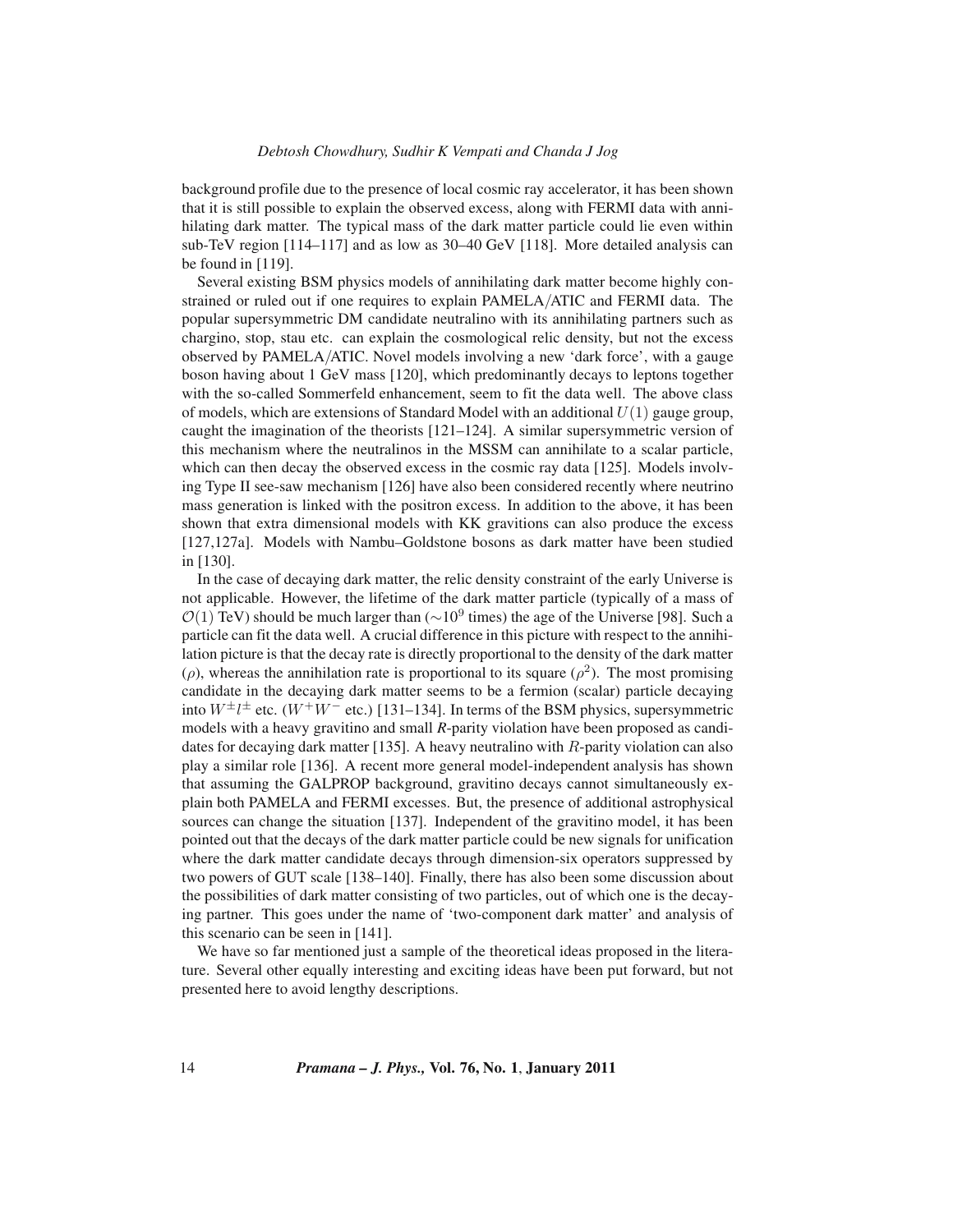background profile due to the presence of local cosmic ray accelerator, it has been shown that it is still possible to explain the observed excess, along with FERMI data with annihilating dark matter. The typical mass of the dark matter particle could lie even within sub-TeV region [114–117] and as low as 30–40 GeV [118]. More detailed analysis can be found in [119].

Several existing BSM physics models of annihilating dark matter become highly constrained or ruled out if one requires to explain PAMELA/ATIC and FERMI data. The popular supersymmetric DM candidate neutralino with its annihilating partners such as chargino, stop, stau etc. can explain the cosmological relic density, but not the excess observed by PAMELA/ATIC. Novel models involving a new 'dark force', with a gauge boson having about 1 GeV mass [120], which predominantly decays to leptons together with the so-called Sommerfeld enhancement, seem to fit the data well. The above class of models, which are extensions of Standard Model with an additional $U(1)$ gauge group, caught the imagination of the theorists [121–124]. A similar supersymmetric version of this mechanism where the neutralinos in the MSSM can annihilate to a scalar particle, which can then decay the observed excess in the cosmic ray data [125]. Models involving Type II see-saw mechanism [126] have also been considered recently where neutrino mass generation is linked with the positron excess. In addition to the above, it has been shown that extra dimensional models with KK gravitions can also produce the excess [127,127a]. Models with Nambu–Goldstone bosons as dark matter have been studied in [130].

In the case of decaying dark matter, the relic density constraint of the early Universe is not applicable. However, the lifetime of the dark matter particle (typically of a mass of $\mathcal{O}(1)$ TeV) should be much larger than ($\sim 10^9$ times) the age of the Universe [98]. Such a particle can fit the data well. A crucial difference in this picture with respect to the annihilation picture is that the decay rate is directly proportional to the density of the dark matter ($\rho$), whereas the annihilation rate is proportional to its square ($\rho^2$). The most promising candidate in the decaying dark matter seems to be a fermion (scalar) particle decaying into $W^{\pm}l^{\pm}$ etc. ($W^+W^-$ etc.) [131–134]. In terms of the BSM physics, supersymmetric models with a heavy gravitino and small *R*-parity violation have been proposed as candidates for decaying dark matter [135]. A heavy neutralino with $R$-parity violation can also play a similar role [136]. A recent more general model-independent analysis has shown that assuming the GALPROP background, gravitino decays cannot simultaneously explain both PAMELA and FERMI excesses. But, the presence of additional astrophysical sources can change the situation [137]. Independent of the gravitino model, it has been pointed out that the decays of the dark matter particle could be new signals for unification where the dark matter candidate decays through dimension-six operators suppressed by two powers of GUT scale [138–140]. Finally, there has also been some discussion about the possibilities of dark matter consisting of two particles, out of which one is the decaying partner. This goes under the name of 'two-component dark matter' and analysis of this scenario can be seen in [141].

We have so far mentioned just a sample of the theoretical ideas proposed in the literature. Several other equally interesting and exciting ideas have been put forward, but not presented here to avoid lengthy descriptions.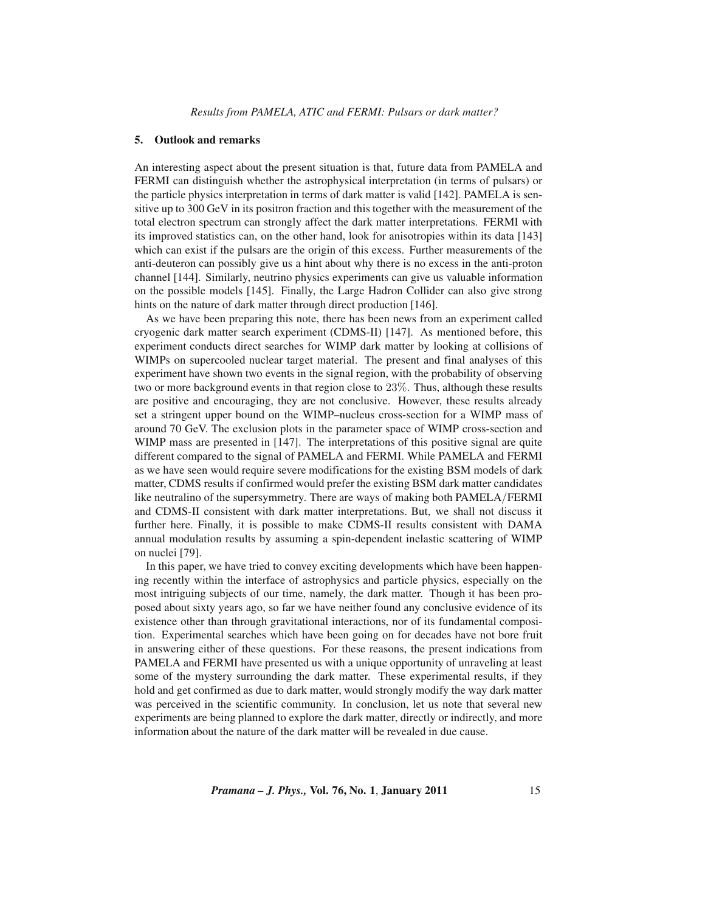## 5. Outlook and remarks

An interesting aspect about the present situation is that, future data from PAMELA and FERMI can distinguish whether the astrophysical interpretation (in terms of pulsars) or the particle physics interpretation in terms of dark matter is valid [142]. PAMELA is sensitive up to 300 GeV in its positron fraction and this together with the measurement of the total electron spectrum can strongly affect the dark matter interpretations. FERMI with its improved statistics can, on the other hand, look for anisotropies within its data [143] which can exist if the pulsars are the origin of this excess. Further measurements of the anti-deuteron can possibly give us a hint about why there is no excess in the anti-proton channel [144]. Similarly, neutrino physics experiments can give us valuable information on the possible models [145]. Finally, the Large Hadron Collider can also give strong hints on the nature of dark matter through direct production [146].

As we have been preparing this note, there has been news from an experiment called cryogenic dark matter search experiment (CDMS-II) [147]. As mentioned before, this experiment conducts direct searches for WIMP dark matter by looking at collisions of WIMPs on supercooled nuclear target material. The present and final analyses of this experiment have shown two events in the signal region, with the probability of observing two or more background events in that region close to $23\%$. Thus, although these results are positive and encouraging, they are not conclusive. However, these results already set a stringent upper bound on the WIMP–nucleus cross-section for a WIMP mass of around 70 GeV. The exclusion plots in the parameter space of WIMP cross-section and WIMP mass are presented in [147]. The interpretations of this positive signal are quite different compared to the signal of PAMELA and FERMI. While PAMELA and FERMI as we have seen would require severe modifications for the existing BSM models of dark matter, CDMS results if confirmed would prefer the existing BSM dark matter candidates like neutralino of the supersymmetry. There are ways of making both PAMELA/FERMI and CDMS-II consistent with dark matter interpretations. But, we shall not discuss it further here. Finally, it is possible to make CDMS-II results consistent with DAMA annual modulation results by assuming a spin-dependent inelastic scattering of WIMP on nuclei [79].

In this paper, we have tried to convey exciting developments which have been happening recently within the interface of astrophysics and particle physics, especially on the most intriguing subjects of our time, namely, the dark matter. Though it has been proposed about sixty years ago, so far we have neither found any conclusive evidence of its existence other than through gravitational interactions, nor of its fundamental composition. Experimental searches which have been going on for decades have not bore fruit in answering either of these questions. For these reasons, the present indications from PAMELA and FERMI have presented us with a unique opportunity of unraveling at least some of the mystery surrounding the dark matter. These experimental results, if they hold and get confirmed as due to dark matter, would strongly modify the way dark matter was perceived in the scientific community. In conclusion, let us note that several new experiments are being planned to explore the dark matter, directly or indirectly, and more information about the nature of the dark matter will be revealed in due cause.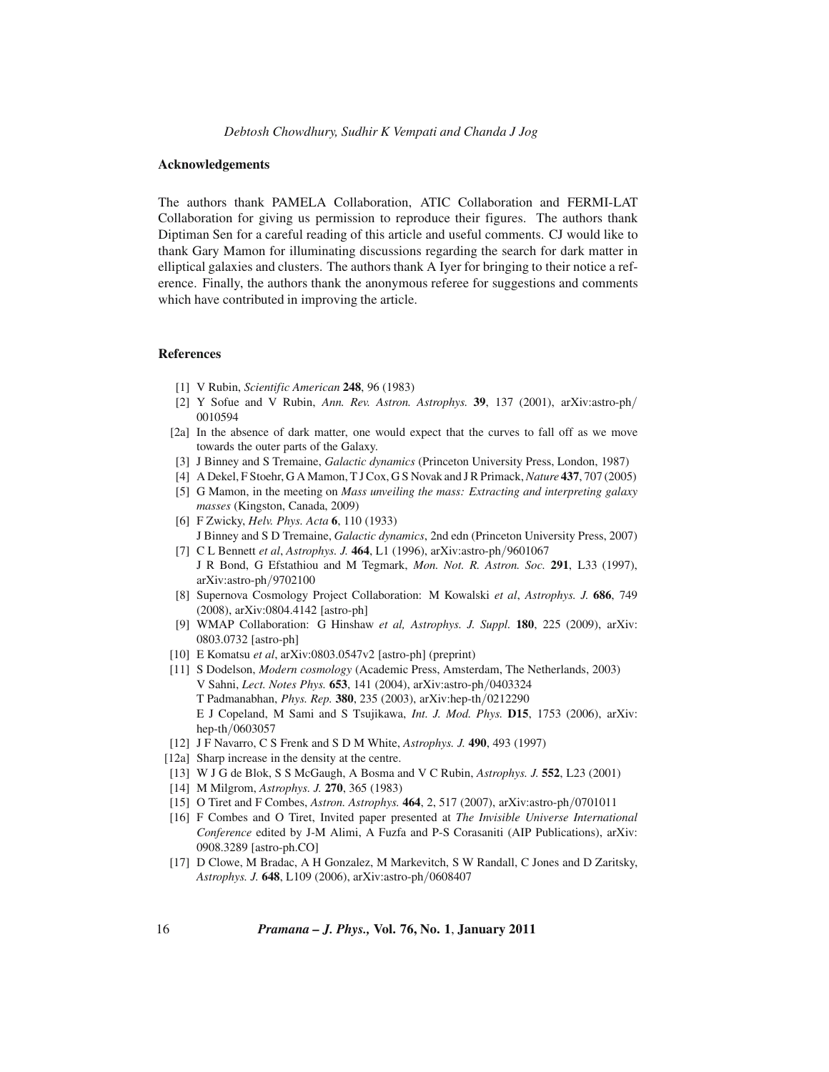### Acknowledgements

The authors thank PAMELA Collaboration, ATIC Collaboration and FERMI-LAT Collaboration for giving us permission to reproduce their figures. The authors thank Diptiman Sen for a careful reading of this article and useful comments. CJ would like to thank Gary Mamon for illuminating discussions regarding the search for dark matter in elliptical galaxies and clusters. The authors thank A Iyer for bringing to their notice a reference. Finally, the authors thank the anonymous referee for suggestions and comments which have contributed in improving the article.

### References

- [1] V Rubin, *Scientific American* **248**, 96 (1983)
- [2] Y Sofue and V Rubin, *Ann. Rev. Astron. Astrophys.* **39**, 137 (2001), arXiv:astro-ph/0010594
- [2a] In the absence of dark matter, one would expect that the curves to fall off as we move towards the outer parts of the Galaxy.
- [3] J Binney and S Tremaine, *Galactic dynamics* (Princeton University Press, London, 1987)
- [4] A Dekel, F Stoehr, G A Mamon, T J Cox, G S Novak and J R Primack, *Nature* **437**, 707 (2005)
- [5] G Mamon, in the meeting on *Mass unveiling the mass: Extracting and interpreting galaxy masses* (Kingston, Canada, 2009)
- [6] F Zwicky, *Helv. Phys. Acta* **6**, 110 (1933)
  J Binney and S D Tremaine, *Galactic dynamics*, 2nd edn (Princeton University Press, 2007)
- [7] C L Bennett *et al*, *Astrophys. J.* **464**, L1 (1996), arXiv:astro-ph/9601067
  J R Bond, G Efstathiou and M Tegmark, *Mon. Not. R. Astron. Soc.* **291**, L33 (1997), arXiv:astro-ph/9702100
- [8] Supernova Cosmology Project Collaboration: M Kowalski *et al*, *Astrophys. J.* **686**, 749 (2008), arXiv:0804.4142 [astro-ph]
- [9] WMAP Collaboration: G Hinshaw *et al, Astrophys. J. Suppl.* **180**, 225 (2009), arXiv: 0803.0732 [astro-ph]
- [10] E Komatsu *et al*, arXiv:0803.0547v2 [astro-ph] (preprint)
- [11] S Dodelson, *Modern cosmology* (Academic Press, Amsterdam, The Netherlands, 2003)
  V Sahni, *Lect. Notes Phys.* **653**, 141 (2004), arXiv:astro-ph/0403324
  T Padmanabhan, *Phys. Rep.* **380**, 235 (2003), arXiv:hep-th/0212290
  E J Copeland, M Sami and S Tsujikawa, *Int. J. Mod. Phys.* **D15**, 1753 (2006), arXiv: hep-th/0603057
- [12] J F Navarro, C S Frenk and S D M White, *Astrophys. J.* **490**, 493 (1997)
- [12a] Sharp increase in the density at the centre.
- [13] W J G de Blok, S S McGaugh, A Bosma and V C Rubin, *Astrophys. J.* **552**, L23 (2001)
- [14] M Milgrom, *Astrophys. J.* **270**, 365 (1983)
- [15] O Tiret and F Combes, *Astron. Astrophys.* **464**, 2, 517 (2007), arXiv:astro-ph/0701011
- [16] F Combes and O Tiret, Invited paper presented at *The Invisible Universe International Conference* edited by J-M Alimi, A Fuzfa and P-S Corasaniti (AIP Publications), arXiv: 0908.3289 [astro-ph.CO]
- [17] D Clowe, M Bradac, A H Gonzalez, M Markevitch, S W Randall, C Jones and D Zaritsky, *Astrophys. J.* **648**, L109 (2006), arXiv:astro-ph/0608407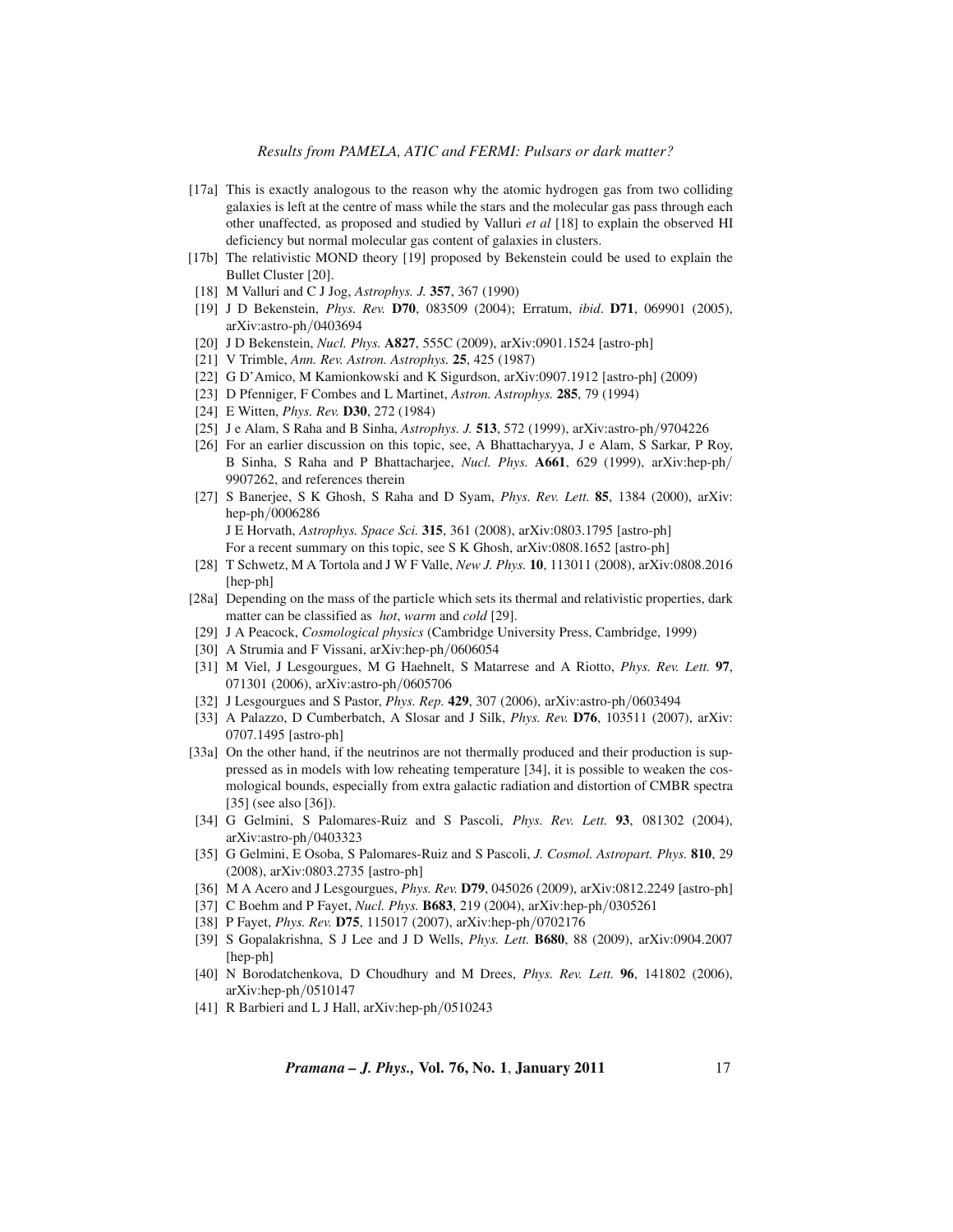[17a] This is exactly analogous to the reason why the atomic hydrogen gas from two colliding galaxies is left at the centre of mass while the stars and the molecular gas pass through each other unaffected, as proposed and studied by Valluri *et al* [18] to explain the observed HI deficiency but normal molecular gas content of galaxies in clusters.

[17b] The relativistic MOND theory [19] proposed by Bekenstein could be used to explain the Bullet Cluster [20].

[18] M Valluri and C J Jog, *Astrophys. J.* **357**, 367 (1990)

[19] J D Bekenstein, *Phys. Rev.* **D70**, 083509 (2004); Erratum, *ibid*. **D71**, 069901 (2005), arXiv:astro-ph/0403694

[20] J D Bekenstein, *Nucl. Phys.* **A827**, 555C (2009), arXiv:0901.1524 [astro-ph]

[21] V Trimble, *Ann. Rev. Astron. Astrophys.* **25**, 425 (1987)

[22] G D'Amico, M Kamionkowski and K Sigurdson, arXiv:0907.1912 [astro-ph] (2009)

[23] D Pfenniger, F Combes and L Martinet, *Astron. Astrophys.* **285**, 79 (1994)

[24] E Witten, *Phys. Rev.* **D30**, 272 (1984)

[25] J e Alam, S Raha and B Sinha, *Astrophys. J.* **513**, 572 (1999), arXiv:astro-ph/9704226

[26] For an earlier discussion on this topic, see, A Bhattacharyya, J e Alam, S Sarkar, P Roy, B Sinha, S Raha and P Bhattacharjee, *Nucl. Phys.* **A661**, 629 (1999), arXiv:hep-ph/9907262, and references therein

[27] S Banerjee, S K Ghosh, S Raha and D Syam, *Phys. Rev. Lett.* **85**, 1384 (2000), arXiv:hep-ph/0006286
J E Horvath, *Astrophys. Space Sci.* **315**, 361 (2008), arXiv:0803.1795 [astro-ph]
For a recent summary on this topic, see S K Ghosh, arXiv:0808.1652 [astro-ph]

[28] T Schwetz, M A Tortola and J W F Valle, *New J. Phys.* **10**, 113011 (2008), arXiv:0808.2016 [hep-ph]

[28a] Depending on the mass of the particle which sets its thermal and relativistic properties, dark matter can be classified as *hot*, *warm* and *cold* [29].

[29] J A Peacock, *Cosmological physics* (Cambridge University Press, Cambridge, 1999)

[30] A Strumia and F Vissani, arXiv:hep-ph/0606054

[31] M Viel, J Lesgourgues, M G Haehnelt, S Matarrese and A Riotto, *Phys. Rev. Lett.* **97**, 071301 (2006), arXiv:astro-ph/0605706

[32] J Lesgourgues and S Pastor, *Phys. Rep.* **429**, 307 (2006), arXiv:astro-ph/0603494

[33] A Palazzo, D Cumberbatch, A Slosar and J Silk, *Phys. Rev.* **D76**, 103511 (2007), arXiv:0707.1495 [astro-ph]

[33a] On the other hand, if the neutrinos are not thermally produced and their production is suppressed as in models with low reheating temperature [34], it is possible to weaken the cosmological bounds, especially from extra galactic radiation and distortion of CMBR spectra [35] (see also [36]).

[34] G Gelmini, S Palomares-Ruiz and S Pascoli, *Phys. Rev. Lett.* **93**, 081302 (2004), arXiv:astro-ph/0403323

[35] G Gelmini, E Osoba, S Palomares-Ruiz and S Pascoli, *J. Cosmol. Astropart. Phys.* **810**, 29 (2008), arXiv:0803.2735 [astro-ph]

[36] M A Acero and J Lesgourgues, *Phys. Rev.* **D79**, 045026 (2009), arXiv:0812.2249 [astro-ph]

[37] C Boehm and P Fayet, *Nucl. Phys.* **B683**, 219 (2004), arXiv:hep-ph/0305261

[38] P Fayet, *Phys. Rev.* **D75**, 115017 (2007), arXiv:hep-ph/0702176

[39] S Gopalakrishna, S J Lee and J D Wells, *Phys. Lett.* **B680**, 88 (2009), arXiv:0904.2007 [hep-ph]

[40] N Borodatchenkova, D Choudhury and M Drees, *Phys. Rev. Lett.* **96**, 141802 (2006), arXiv:hep-ph/0510147

[41] R Barbieri and L J Hall, arXiv:hep-ph/0510243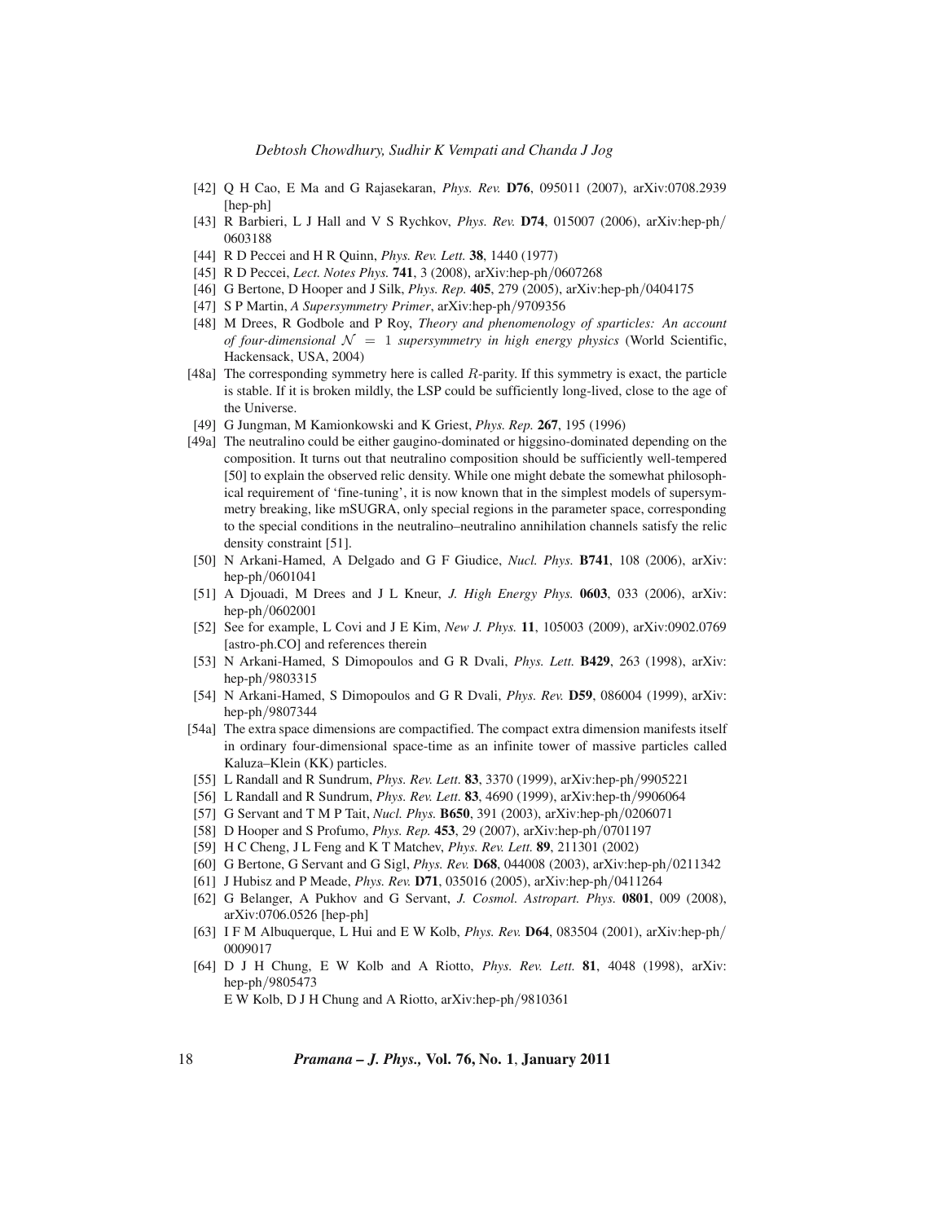[42] Q H Cao, E Ma and G Rajasekaran, *Phys. Rev.* **D76**, 095011 (2007), arXiv:0708.2939 [hep-ph]

[43] R Barbieri, L J Hall and V S Rychkov, *Phys. Rev.* **D74**, 015007 (2006), arXiv:hep-ph/0603188

[44] R D Peccei and H R Quinn, *Phys. Rev. Lett.* **38**, 1440 (1977)

[45] R D Peccei, *Lect. Notes Phys.* **741**, 3 (2008), arXiv:hep-ph/0607268

[46] G Bertone, D Hooper and J Silk, *Phys. Rep.* **405**, 279 (2005), arXiv:hep-ph/0404175

[47] S P Martin, *A Supersymmetry Primer*, arXiv:hep-ph/9709356

[48] M Drees, R Godbole and P Roy, *Theory and phenomenology of sparticles: An account of four-dimensional $\mathcal{N} = 1$ supersymmetry in high energy physics* (World Scientific, Hackensack, USA, 2004)

[48a] The corresponding symmetry here is called $R$-parity. If this symmetry is exact, the particle is stable. If it is broken mildly, the LSP could be sufficiently long-lived, close to the age of the Universe.

[49] G Jungman, M Kamionkowski and K Griest, *Phys. Rep.* **267**, 195 (1996)

[49a] The neutralino could be either gaugino-dominated or higgsino-dominated depending on the composition. It turns out that neutralino composition should be sufficiently well-tempered [50] to explain the observed relic density. While one might debate the somewhat philosophical requirement of 'fine-tuning', it is now known that in the simplest models of supersymmetry breaking, like mSUGRA, only special regions in the parameter space, corresponding to the special conditions in the neutralino–neutralino annihilation channels satisfy the relic density constraint [51].

[50] N Arkani-Hamed, A Delgado and G F Giudice, *Nucl. Phys.* **B741**, 108 (2006), arXiv:hep-ph/0601041

[51] A Djouadi, M Drees and J L Kneur, *J. High Energy Phys.* **0603**, 033 (2006), arXiv:hep-ph/0602001

[52] See for example, L Covi and J E Kim, *New J. Phys.* **11**, 105003 (2009), arXiv:0902.0769 [astro-ph.CO] and references therein

[53] N Arkani-Hamed, S Dimopoulos and G R Dvali, *Phys. Lett.* **B429**, 263 (1998), arXiv:hep-ph/9803315

[54] N Arkani-Hamed, S Dimopoulos and G R Dvali, *Phys. Rev.* **D59**, 086004 (1999), arXiv:hep-ph/9807344

[54a] The extra space dimensions are compactified. The compact extra dimension manifests itself in ordinary four-dimensional space-time as an infinite tower of massive particles called Kaluza–Klein (KK) particles.

[55] L Randall and R Sundrum, *Phys. Rev. Lett.* **83**, 3370 (1999), arXiv:hep-ph/9905221

[56] L Randall and R Sundrum, *Phys. Rev. Lett.* **83**, 4690 (1999), arXiv:hep-th/9906064

[57] G Servant and T M P Tait, *Nucl. Phys.* **B650**, 391 (2003), arXiv:hep-ph/0206071

[58] D Hooper and S Profumo, *Phys. Rep.* **453**, 29 (2007), arXiv:hep-ph/0701197

[59] H C Cheng, J L Feng and K T Matchev, *Phys. Rev. Lett.* **89**, 211301 (2002)

[60] G Bertone, G Servant and G Sigl, *Phys. Rev.* **D68**, 044008 (2003), arXiv:hep-ph/0211342

[61] J Hubisz and P Meade, *Phys. Rev.* **D71**, 035016 (2005), arXiv:hep-ph/0411264

[62] G Belanger, A Pukhov and G Servant, *J. Cosmol. Astropart. Phys.* **0801**, 009 (2008), arXiv:0706.0526 [hep-ph]

[63] I F M Albuquerque, L Hui and E W Kolb, *Phys. Rev.* **D64**, 083504 (2001), arXiv:hep-ph/0009017

[64] D J H Chung, E W Kolb and A Riotto, *Phys. Rev. Lett.* **81**, 4048 (1998), arXiv:hep-ph/9805473
E W Kolb, D J H Chung and A Riotto, arXiv:hep-ph/9810361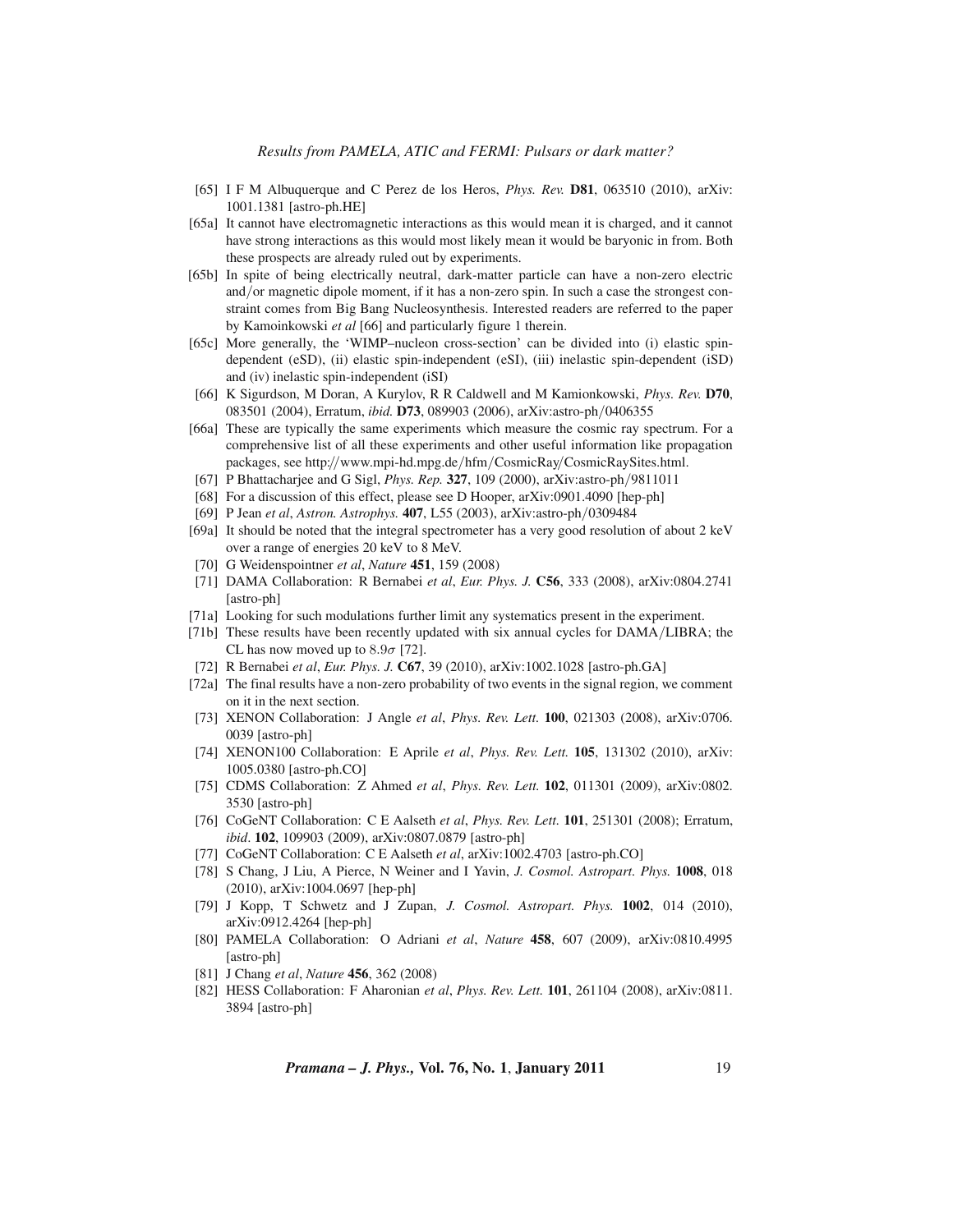[65] I F M Albuquerque and C Perez de los Heros, *Phys. Rev.* **D81**, 063510 (2010), arXiv: 1001.1381 [astro-ph.HE]

[65a] It cannot have electromagnetic interactions as this would mean it is charged, and it cannot have strong interactions as this would most likely mean it would be baryonic in from. Both these prospects are already ruled out by experiments.

[65b] In spite of being electrically neutral, dark-matter particle can have a non-zero electric and/or magnetic dipole moment, if it has a non-zero spin. In such a case the strongest constraint comes from Big Bang Nucleosynthesis. Interested readers are referred to the paper by Kamoinkowski *et al* [66] and particularly figure 1 therein.

[65c] More generally, the 'WIMP–nucleon cross-section' can be divided into (i) elastic spin-dependent (eSD), (ii) elastic spin-independent (eSI), (iii) inelastic spin-dependent (iSD) and (iv) inelastic spin-independent (iSI)

[66] K Sigurdson, M Doran, A Kurylov, R R Caldwell and M Kamionkowski, *Phys. Rev.* **D70**, 083501 (2004), Erratum, *ibid.* **D73**, 089903 (2006), arXiv:astro-ph/0406355

[66a] These are typically the same experiments which measure the cosmic ray spectrum. For a comprehensive list of all these experiments and other useful information like propagation packages, see http://www.mpi-hd.mpg.de/hfm/CosmicRay/CosmicRaySites.html.

[67] P Bhattacharjee and G Sigl, *Phys. Rep.* **327**, 109 (2000), arXiv:astro-ph/9811011

[68] For a discussion of this effect, please see D Hooper, arXiv:0901.4090 [hep-ph]

[69] P Jean *et al*, *Astron. Astrophys.* **407**, L55 (2003), arXiv:astro-ph/0309484

[69a] It should be noted that the integral spectrometer has a very good resolution of about 2 keV over a range of energies 20 keV to 8 MeV.

[70] G Weidenspointner *et al*, *Nature* **451**, 159 (2008)

[71] DAMA Collaboration: R Bernabei *et al*, *Eur. Phys. J.* **C56**, 333 (2008), arXiv:0804.2741 [astro-ph]

[71a] Looking for such modulations further limit any systematics present in the experiment.

[71b] These results have been recently updated with six annual cycles for DAMA/LIBRA; the CL has now moved up to $8.9\sigma$ [72].

[72] R Bernabei *et al*, *Eur. Phys. J.* **C67**, 39 (2010), arXiv:1002.1028 [astro-ph.GA]

[72a] The final results have a non-zero probability of two events in the signal region, we comment on it in the next section.

[73] XENON Collaboration: J Angle *et al*, *Phys. Rev. Lett.* **100**, 021303 (2008), arXiv:0706.0039 [astro-ph]

[74] XENON100 Collaboration: E Aprile *et al*, *Phys. Rev. Lett.* **105**, 131302 (2010), arXiv:1005.0380 [astro-ph.CO]

[75] CDMS Collaboration: Z Ahmed *et al*, *Phys. Rev. Lett.* **102**, 011301 (2009), arXiv:0802.3530 [astro-ph]

[76] CoGeNT Collaboration: C E Aalseth *et al*, *Phys. Rev. Lett.* **101**, 251301 (2008); Erratum, *ibid*. **102**, 109903 (2009), arXiv:0807.0879 [astro-ph]

[77] CoGeNT Collaboration: C E Aalseth *et al*, arXiv:1002.4703 [astro-ph.CO]

[78] S Chang, J Liu, A Pierce, N Weiner and I Yavin, *J. Cosmol. Astropart. Phys.* **1008**, 018 (2010), arXiv:1004.0697 [hep-ph]

[79] J Kopp, T Schwetz and J Zupan, *J. Cosmol. Astropart. Phys.* **1002**, 014 (2010), arXiv:0912.4264 [hep-ph]

[80] PAMELA Collaboration: O Adriani *et al*, *Nature* **458**, 607 (2009), arXiv:0810.4995 [astro-ph]

[81] J Chang *et al*, *Nature* **456**, 362 (2008)

[82] HESS Collaboration: F Aharonian *et al*, *Phys. Rev. Lett.* **101**, 261104 (2008), arXiv:0811.3894 [astro-ph]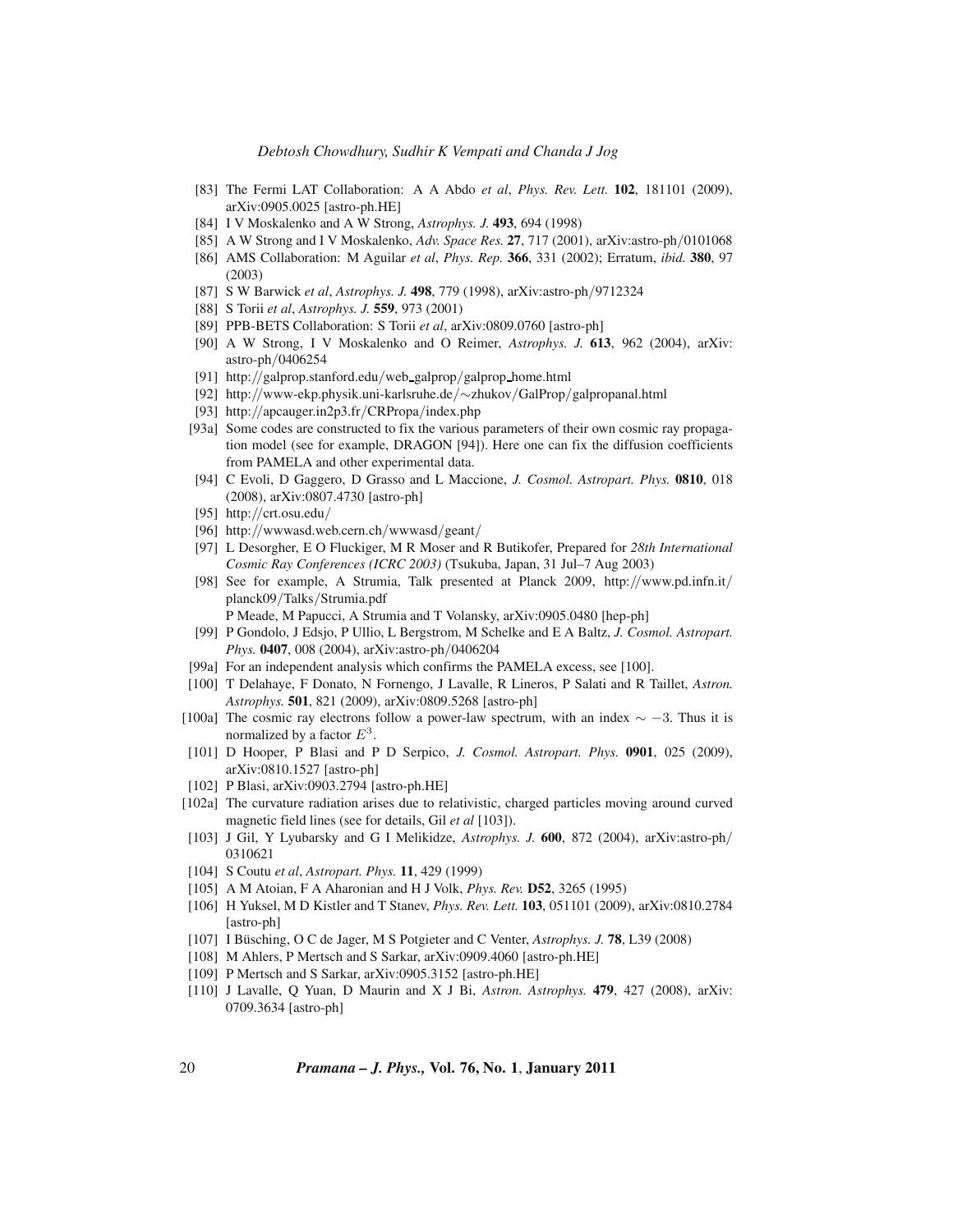[83] The Fermi LAT Collaboration: A A Abdo *et al*, *Phys. Rev. Lett.* **102**, 181101 (2009), arXiv:0905.0025 [astro-ph.HE]

[84] I V Moskalenko and A W Strong, *Astrophys. J.* **493**, 694 (1998)

[85] A W Strong and I V Moskalenko, *Adv. Space Res.* **27**, 717 (2001), arXiv:astro-ph/0101068

[86] AMS Collaboration: M Aguilar *et al*, *Phys. Rep.* **366**, 331 (2002); Erratum, *ibid.* **380**, 97 (2003)

[87] S W Barwick *et al*, *Astrophys. J.* **498**, 779 (1998), arXiv:astro-ph/9712324

[88] S Torii *et al*, *Astrophys. J.* **559**, 973 (2001)

[89] PPB-BETS Collaboration: S Torii *et al*, arXiv:0809.0760 [astro-ph]

[90] A W Strong, I V Moskalenko and O Reimer, *Astrophys. J.* **613**, 962 (2004), arXiv: astro-ph/0406254

[91] http://galprop.stanford.edu/web_galprop/galprop_home.html

[92] http://www-ekp.physik.uni-karlsruhe.de/∼zhukov/GalProp/galpropanal.html

[93] http://apcauger.in2p3.fr/CRPropa/index.php

[93a] Some codes are constructed to fix the various parameters of their own cosmic ray propagation model (see for example, DRAGON [94]). Here one can fix the diffusion coefficients from PAMELA and other experimental data.

[94] C Evoli, D Gaggero, D Grasso and L Maccione, *J. Cosmol. Astropart. Phys.* **0810**, 018 (2008), arXiv:0807.4730 [astro-ph]

[95] http://crt.osu.edu/

[96] http://wwwasd.web.cern.ch/wwwasd/geant/

[97] L Desorgher, E O Fluckiger, M R Moser and R Butikofer, Prepared for *28th International Cosmic Ray Conferences (ICRC 2003)* (Tsukuba, Japan, 31 Jul–7 Aug 2003)

[98] See for example, A Strumia, Talk presented at Planck 2009, http://www.pd.infn.it/planck09/Talks/Strumia.pdf
P Meade, M Papucci, A Strumia and T Volansky, arXiv:0905.0480 [hep-ph]

[99] P Gondolo, J Edsjo, P Ullio, L Bergstrom, M Schelke and E A Baltz, *J. Cosmol. Astropart. Phys.* **0407**, 008 (2004), arXiv:astro-ph/0406204

[99a] For an independent analysis which confirms the PAMELA excess, see [100].

[100] T Delahaye, F Donato, N Fornengo, J Lavalle, R Lineros, P Salati and R Taillet, *Astron. Astrophys.* **501**, 821 (2009), arXiv:0809.5268 [astro-ph]

[100a] The cosmic ray electrons follow a power-law spectrum, with an index $\sim -3$. Thus it is normalized by a factor $E^3$.

[101] D Hooper, P Blasi and P D Serpico, *J. Cosmol. Astropart. Phys.* **0901**, 025 (2009), arXiv:0810.1527 [astro-ph]

[102] P Blasi, arXiv:0903.2794 [astro-ph.HE]

[102a] The curvature radiation arises due to relativistic, charged particles moving around curved magnetic field lines (see for details, Gil *et al* [103]).

[103] J Gil, Y Lyubarsky and G I Melikidze, *Astrophys. J.* **600**, 872 (2004), arXiv:astro-ph/0310621

[104] S Coutu *et al*, *Astropart. Phys.* **11**, 429 (1999)

[105] A M Atoian, F A Aharonian and H J Volk, *Phys. Rev.* **D52**, 3265 (1995)

[106] H Yuksel, M D Kistler and T Stanev, *Phys. Rev. Lett.* **103**, 051101 (2009), arXiv:0810.2784 [astro-ph]

[107] I Büsching, O C de Jager, M S Potgieter and C Venter, *Astrophys. J.* **78**, L39 (2008)

[108] M Ahlers, P Mertsch and S Sarkar, arXiv:0909.4060 [astro-ph.HE]

[109] P Mertsch and S Sarkar, arXiv:0905.3152 [astro-ph.HE]

[110] J Lavalle, Q Yuan, D Maurin and X J Bi, *Astron. Astrophys.* **479**, 427 (2008), arXiv:0709.3634 [astro-ph]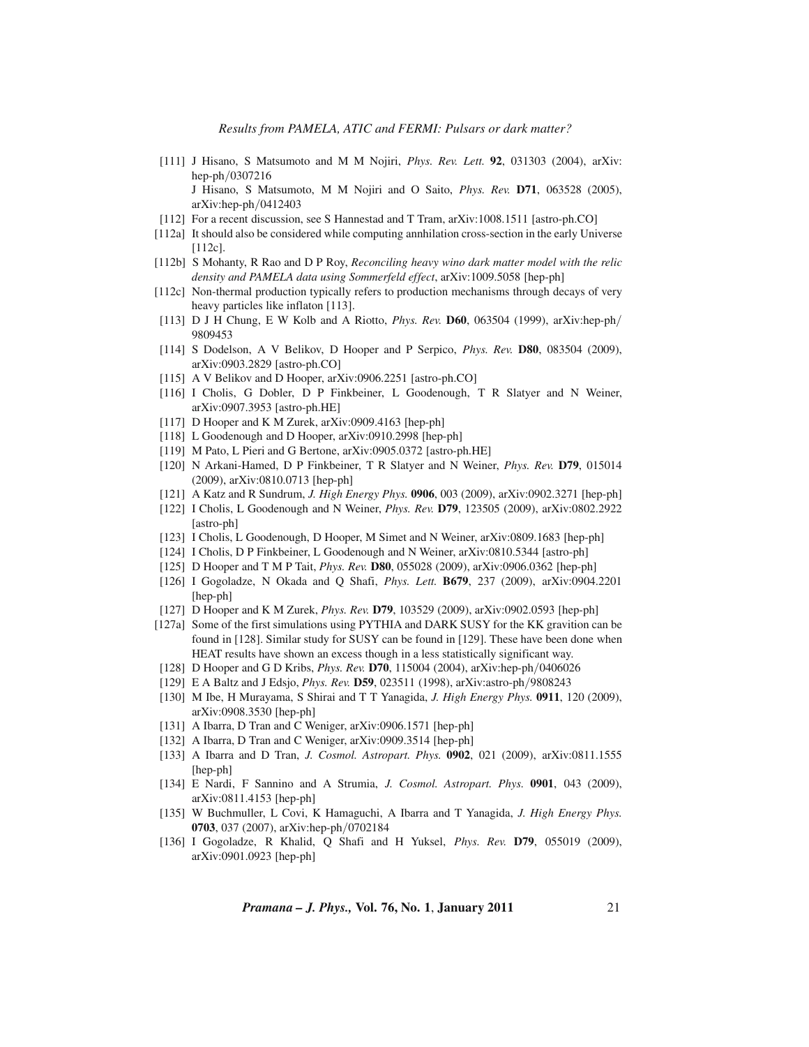[111] J Hisano, S Matsumoto and M M Nojiri, *Phys. Rev. Lett.* **92**, 031303 (2004), arXiv: hep-ph/0307216

J Hisano, S Matsumoto, M M Nojiri and O Saito, *Phys. Rev.* **D71**, 063528 (2005), arXiv:hep-ph/0412403

[112] For a recent discussion, see S Hannestad and T Tram, arXiv:1008.1511 [astro-ph.CO]

[112a] It should also be considered while computing annhilation cross-section in the early Universe [112c].

[112b] S Mohanty, R Rao and D P Roy, *Reconciling heavy wino dark matter model with the relic density and PAMELA data using Sommerfeld effect*, arXiv:1009.5058 [hep-ph]

[112c] Non-thermal production typically refers to production mechanisms through decays of very heavy particles like inflaton [113].

[113] D J H Chung, E W Kolb and A Riotto, *Phys. Rev.* **D60**, 063504 (1999), arXiv:hep-ph/9809453

[114] S Dodelson, A V Belikov, D Hooper and P Serpico, *Phys. Rev.* **D80**, 083504 (2009), arXiv:0903.2829 [astro-ph.CO]

[115] A V Belikov and D Hooper, arXiv:0906.2251 [astro-ph.CO]

[116] I Cholis, G Dobler, D P Finkbeiner, L Goodenough, T R Slatyer and N Weiner, arXiv:0907.3953 [astro-ph.HE]

[117] D Hooper and K M Zurek, arXiv:0909.4163 [hep-ph]

[118] L Goodenough and D Hooper, arXiv:0910.2998 [hep-ph]

[119] M Pato, L Pieri and G Bertone, arXiv:0905.0372 [astro-ph.HE]

[120] N Arkani-Hamed, D P Finkbeiner, T R Slatyer and N Weiner, *Phys. Rev.* **D79**, 015014 (2009), arXiv:0810.0713 [hep-ph]

[121] A Katz and R Sundrum, *J. High Energy Phys.* **0906**, 003 (2009), arXiv:0902.3271 [hep-ph]

[122] I Cholis, L Goodenough and N Weiner, *Phys. Rev.* **D79**, 123505 (2009), arXiv:0802.2922 [astro-ph]

[123] I Cholis, L Goodenough, D Hooper, M Simet and N Weiner, arXiv:0809.1683 [hep-ph]

[124] I Cholis, D P Finkbeiner, L Goodenough and N Weiner, arXiv:0810.5344 [astro-ph]

[125] D Hooper and T M P Tait, *Phys. Rev.* **D80**, 055028 (2009), arXiv:0906.0362 [hep-ph]

[126] I Gogoladze, N Okada and Q Shafi, *Phys. Lett.* **B679**, 237 (2009), arXiv:0904.2201 [hep-ph]

[127] D Hooper and K M Zurek, *Phys. Rev.* **D79**, 103529 (2009), arXiv:0902.0593 [hep-ph]

[127a] Some of the first simulations using PYTHIA and DARK SUSY for the KK gravition can be found in [128]. Similar study for SUSY can be found in [129]. These have been done when HEAT results have shown an excess though in a less statistically significant way.

[128] D Hooper and G D Kribs, *Phys. Rev.* **D70**, 115004 (2004), arXiv:hep-ph/0406026

[129] E A Baltz and J Edsjo, *Phys. Rev.* **D59**, 023511 (1998), arXiv:astro-ph/9808243

[130] M Ibe, H Murayama, S Shirai and T T Yanagida, *J. High Energy Phys.* **0911**, 120 (2009), arXiv:0908.3530 [hep-ph]

[131] A Ibarra, D Tran and C Weniger, arXiv:0906.1571 [hep-ph]

[132] A Ibarra, D Tran and C Weniger, arXiv:0909.3514 [hep-ph]

[133] A Ibarra and D Tran, *J. Cosmol. Astropart. Phys.* **0902**, 021 (2009), arXiv:0811.1555 [hep-ph]

[134] E Nardi, F Sannino and A Strumia, *J. Cosmol. Astropart. Phys.* **0901**, 043 (2009), arXiv:0811.4153 [hep-ph]

[135] W Buchmuller, L Covi, K Hamaguchi, A Ibarra and T Yanagida, *J. High Energy Phys.* **0703**, 037 (2007), arXiv:hep-ph/0702184

[136] I Gogoladze, R Khalid, Q Shafi and H Yuksel, *Phys. Rev.* **D79**, 055019 (2009), arXiv:0901.0923 [hep-ph]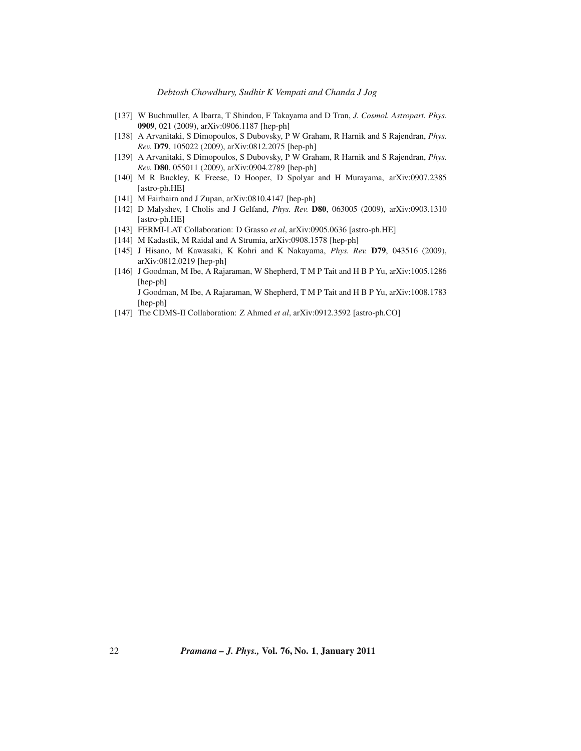[137] W Buchmuller, A Ibarra, T Shindou, F Takayama and D Tran, *J. Cosmol. Astropart. Phys.* **0909**, 021 (2009), arXiv:0906.1187 [hep-ph]

[138] A Arvanitaki, S Dimopoulos, S Dubovsky, P W Graham, R Harnik and S Rajendran, *Phys. Rev.* **D79**, 105022 (2009), arXiv:0812.2075 [hep-ph]

[139] A Arvanitaki, S Dimopoulos, S Dubovsky, P W Graham, R Harnik and S Rajendran, *Phys. Rev.* **D80**, 055011 (2009), arXiv:0904.2789 [hep-ph]

[140] M R Buckley, K Freese, D Hooper, D Spolyar and H Murayama, arXiv:0907.2385 [astro-ph.HE]

[141] M Fairbairn and J Zupan, arXiv:0810.4147 [hep-ph]

[142] D Malyshev, I Cholis and J Gelfand, *Phys. Rev.* **D80**, 063005 (2009), arXiv:0903.1310 [astro-ph.HE]

[143] FERMI-LAT Collaboration: D Grasso *et al*, arXiv:0905.0636 [astro-ph.HE]

[144] M Kadastik, M Raidal and A Strumia, arXiv:0908.1578 [hep-ph]

[145] J Hisano, M Kawasaki, K Kohri and K Nakayama, *Phys. Rev.* **D79**, 043516 (2009), arXiv:0812.0219 [hep-ph]

[146] J Goodman, M Ibe, A Rajaraman, W Shepherd, T M P Tait and H B P Yu, arXiv:1005.1286 [hep-ph]
J Goodman, M Ibe, A Rajaraman, W Shepherd, T M P Tait and H B P Yu, arXiv:1008.1783 [hep-ph]

[147] The CDMS-II Collaboration: Z Ahmed *et al*, arXiv:0912.3592 [astro-ph.CO]